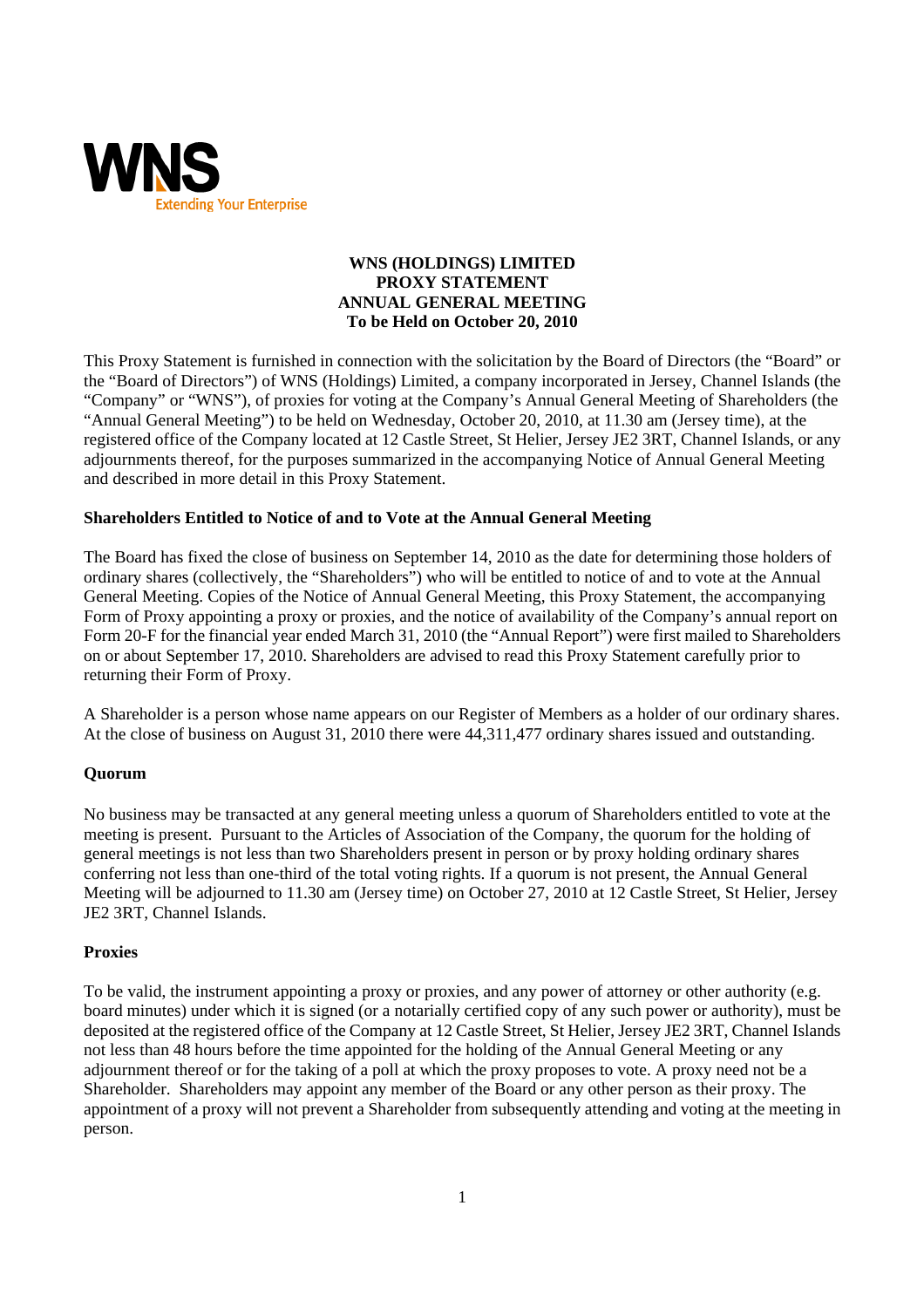WNS
Extending Your Enterprise

# WNS (HOLDINGS) LIMITED
## PROXY STATEMENT
## ANNUAL GENERAL MEETING
## To be Held on October 20, 2010

This Proxy Statement is furnished in connection with the solicitation by the Board of Directors (the "Board" or the "Board of Directors") of WNS (Holdings) Limited, a company incorporated in Jersey, Channel Islands (the "Company" or "WNS"), of proxies for voting at the Company's Annual General Meeting of Shareholders (the "Annual General Meeting") to be held on Wednesday, October 20, 2010, at 11.30 am (Jersey time), at the registered office of the Company located at 12 Castle Street, St Helier, Jersey JE2 3RT, Channel Islands, or any adjournments thereof, for the purposes summarized in the accompanying Notice of Annual General Meeting and described in more detail in this Proxy Statement.

### Shareholders Entitled to Notice of and to Vote at the Annual General Meeting

The Board has fixed the close of business on September 14, 2010 as the date for determining those holders of ordinary shares (collectively, the "Shareholders") who will be entitled to notice of and to vote at the Annual General Meeting. Copies of the Notice of Annual General Meeting, this Proxy Statement, the accompanying Form of Proxy appointing a proxy or proxies, and the notice of availability of the Company's annual report on Form 20-F for the financial year ended March 31, 2010 (the "Annual Report") were first mailed to Shareholders on or about September 17, 2010. Shareholders are advised to read this Proxy Statement carefully prior to returning their Form of Proxy.

A Shareholder is a person whose name appears on our Register of Members as a holder of our ordinary shares. At the close of business on August 31, 2010 there were 44,311,477 ordinary shares issued and outstanding.

### Quorum

No business may be transacted at any general meeting unless a quorum of Shareholders entitled to vote at the meeting is present. Pursuant to the Articles of Association of the Company, the quorum for the holding of general meetings is not less than two Shareholders present in person or by proxy holding ordinary shares conferring not less than one-third of the total voting rights. If a quorum is not present, the Annual General Meeting will be adjourned to 11.30 am (Jersey time) on October 27, 2010 at 12 Castle Street, St Helier, Jersey JE2 3RT, Channel Islands.

### Proxies

To be valid, the instrument appointing a proxy or proxies, and any power of attorney or other authority (e.g. board minutes) under which it is signed (or a notarially certified copy of any such power or authority), must be deposited at the registered office of the Company at 12 Castle Street, St Helier, Jersey JE2 3RT, Channel Islands not less than 48 hours before the time appointed for the holding of the Annual General Meeting or any adjournment thereof or for the taking of a poll at which the proxy proposes to vote. A proxy need not be a Shareholder. Shareholders may appoint any member of the Board or any other person as their proxy. The appointment of a proxy will not prevent a Shareholder from subsequently attending and voting at the meeting in person.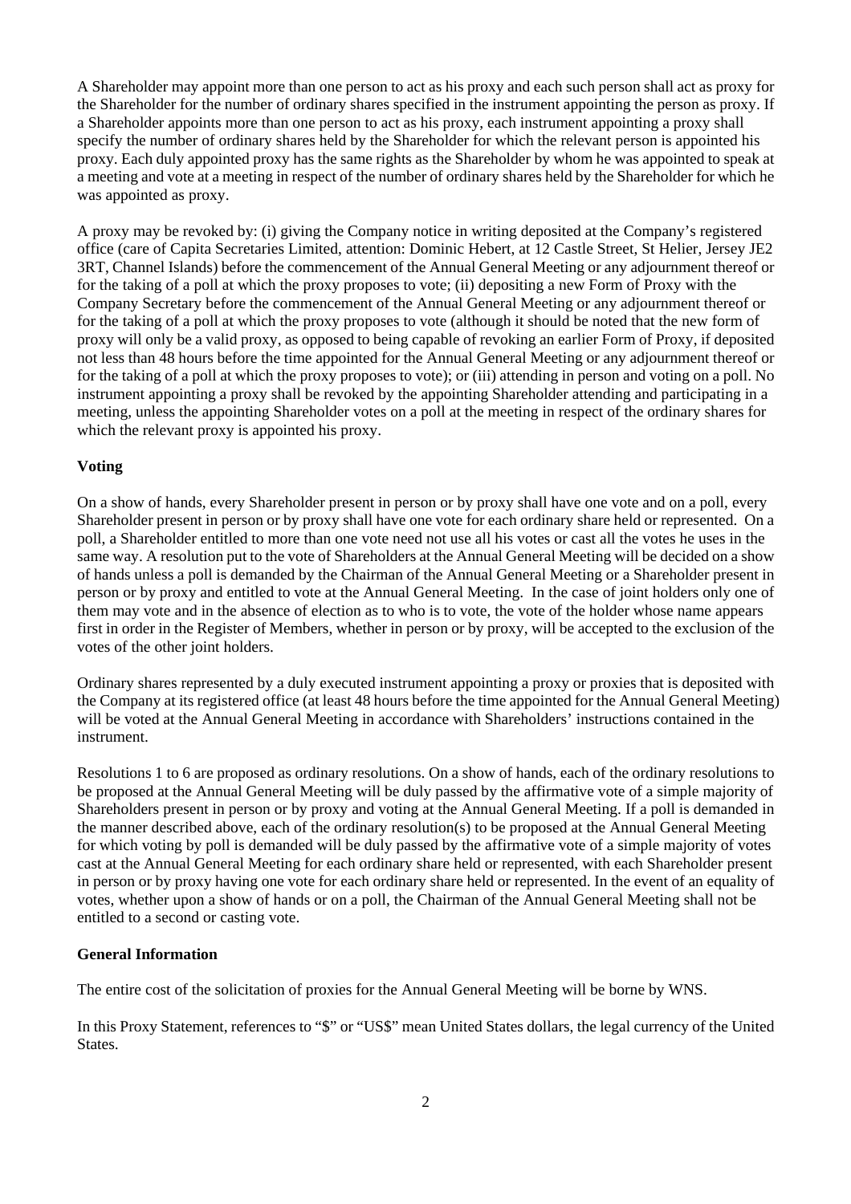A Shareholder may appoint more than one person to act as his proxy and each such person shall act as proxy for the Shareholder for the number of ordinary shares specified in the instrument appointing the person as proxy. If a Shareholder appoints more than one person to act as his proxy, each instrument appointing a proxy shall specify the number of ordinary shares held by the Shareholder for which the relevant person is appointed his proxy. Each duly appointed proxy has the same rights as the Shareholder by whom he was appointed to speak at a meeting and vote at a meeting in respect of the number of ordinary shares held by the Shareholder for which he was appointed as proxy.

A proxy may be revoked by: (i) giving the Company notice in writing deposited at the Company's registered office (care of Capita Secretaries Limited, attention: Dominic Hebert, at 12 Castle Street, St Helier, Jersey JE2 3RT, Channel Islands) before the commencement of the Annual General Meeting or any adjournment thereof or for the taking of a poll at which the proxy proposes to vote; (ii) depositing a new Form of Proxy with the Company Secretary before the commencement of the Annual General Meeting or any adjournment thereof or for the taking of a poll at which the proxy proposes to vote (although it should be noted that the new form of proxy will only be a valid proxy, as opposed to being capable of revoking an earlier Form of Proxy, if deposited not less than 48 hours before the time appointed for the Annual General Meeting or any adjournment thereof or for the taking of a poll at which the proxy proposes to vote); or (iii) attending in person and voting on a poll. No instrument appointing a proxy shall be revoked by the appointing Shareholder attending and participating in a meeting, unless the appointing Shareholder votes on a poll at the meeting in respect of the ordinary shares for which the relevant proxy is appointed his proxy.

**Voting**

On a show of hands, every Shareholder present in person or by proxy shall have one vote and on a poll, every Shareholder present in person or by proxy shall have one vote for each ordinary share held or represented. On a poll, a Shareholder entitled to more than one vote need not use all his votes or cast all the votes he uses in the same way. A resolution put to the vote of Shareholders at the Annual General Meeting will be decided on a show of hands unless a poll is demanded by the Chairman of the Annual General Meeting or a Shareholder present in person or by proxy and entitled to vote at the Annual General Meeting. In the case of joint holders only one of them may vote and in the absence of election as to who is to vote, the vote of the holder whose name appears first in order in the Register of Members, whether in person or by proxy, will be accepted to the exclusion of the votes of the other joint holders.

Ordinary shares represented by a duly executed instrument appointing a proxy or proxies that is deposited with the Company at its registered office (at least 48 hours before the time appointed for the Annual General Meeting) will be voted at the Annual General Meeting in accordance with Shareholders' instructions contained in the instrument.

Resolutions 1 to 6 are proposed as ordinary resolutions. On a show of hands, each of the ordinary resolutions to be proposed at the Annual General Meeting will be duly passed by the affirmative vote of a simple majority of Shareholders present in person or by proxy and voting at the Annual General Meeting. If a poll is demanded in the manner described above, each of the ordinary resolution(s) to be proposed at the Annual General Meeting for which voting by poll is demanded will be duly passed by the affirmative vote of a simple majority of votes cast at the Annual General Meeting for each ordinary share held or represented, with each Shareholder present in person or by proxy having one vote for each ordinary share held or represented. In the event of an equality of votes, whether upon a show of hands or on a poll, the Chairman of the Annual General Meeting shall not be entitled to a second or casting vote.

**General Information**

The entire cost of the solicitation of proxies for the Annual General Meeting will be borne by WNS.

In this Proxy Statement, references to "$" or "US$" mean United States dollars, the legal currency of the United States.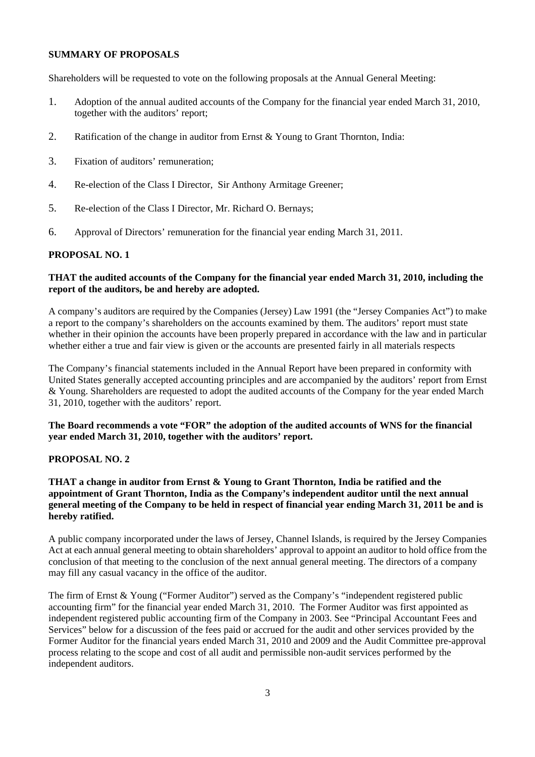**SUMMARY OF PROPOSALS**

Shareholders will be requested to vote on the following proposals at the Annual General Meeting:

1. Adoption of the annual audited accounts of the Company for the financial year ended March 31, 2010, together with the auditors' report;

2. Ratification of the change in auditor from Ernst & Young to Grant Thornton, India:

3. Fixation of auditors' remuneration;

4. Re-election of the Class I Director, Sir Anthony Armitage Greener;

5. Re-election of the Class I Director, Mr. Richard O. Bernays;

6. Approval of Directors' remuneration for the financial year ending March 31, 2011.

**PROPOSAL NO. 1**

**THAT the audited accounts of the Company for the financial year ended March 31, 2010, including the report of the auditors, be and hereby are adopted.**

A company's auditors are required by the Companies (Jersey) Law 1991 (the "Jersey Companies Act") to make a report to the company's shareholders on the accounts examined by them. The auditors' report must state whether in their opinion the accounts have been properly prepared in accordance with the law and in particular whether either a true and fair view is given or the accounts are presented fairly in all materials respects

The Company's financial statements included in the Annual Report have been prepared in conformity with United States generally accepted accounting principles and are accompanied by the auditors' report from Ernst & Young. Shareholders are requested to adopt the audited accounts of the Company for the year ended March 31, 2010, together with the auditors' report.

**The Board recommends a vote "FOR" the adoption of the audited accounts of WNS for the financial year ended March 31, 2010, together with the auditors' report.**

**PROPOSAL NO. 2**

**THAT a change in auditor from Ernst & Young to Grant Thornton, India be ratified and the appointment of Grant Thornton, India as the Company's independent auditor until the next annual general meeting of the Company to be held in respect of financial year ending March 31, 2011 be and is hereby ratified.**

A public company incorporated under the laws of Jersey, Channel Islands, is required by the Jersey Companies Act at each annual general meeting to obtain shareholders' approval to appoint an auditor to hold office from the conclusion of that meeting to the conclusion of the next annual general meeting. The directors of a company may fill any casual vacancy in the office of the auditor.

The firm of Ernst & Young ("Former Auditor") served as the Company's "independent registered public accounting firm" for the financial year ended March 31, 2010. The Former Auditor was first appointed as independent registered public accounting firm of the Company in 2003. See "Principal Accountant Fees and Services" below for a discussion of the fees paid or accrued for the audit and other services provided by the Former Auditor for the financial years ended March 31, 2010 and 2009 and the Audit Committee pre-approval process relating to the scope and cost of all audit and permissible non-audit services performed by the independent auditors.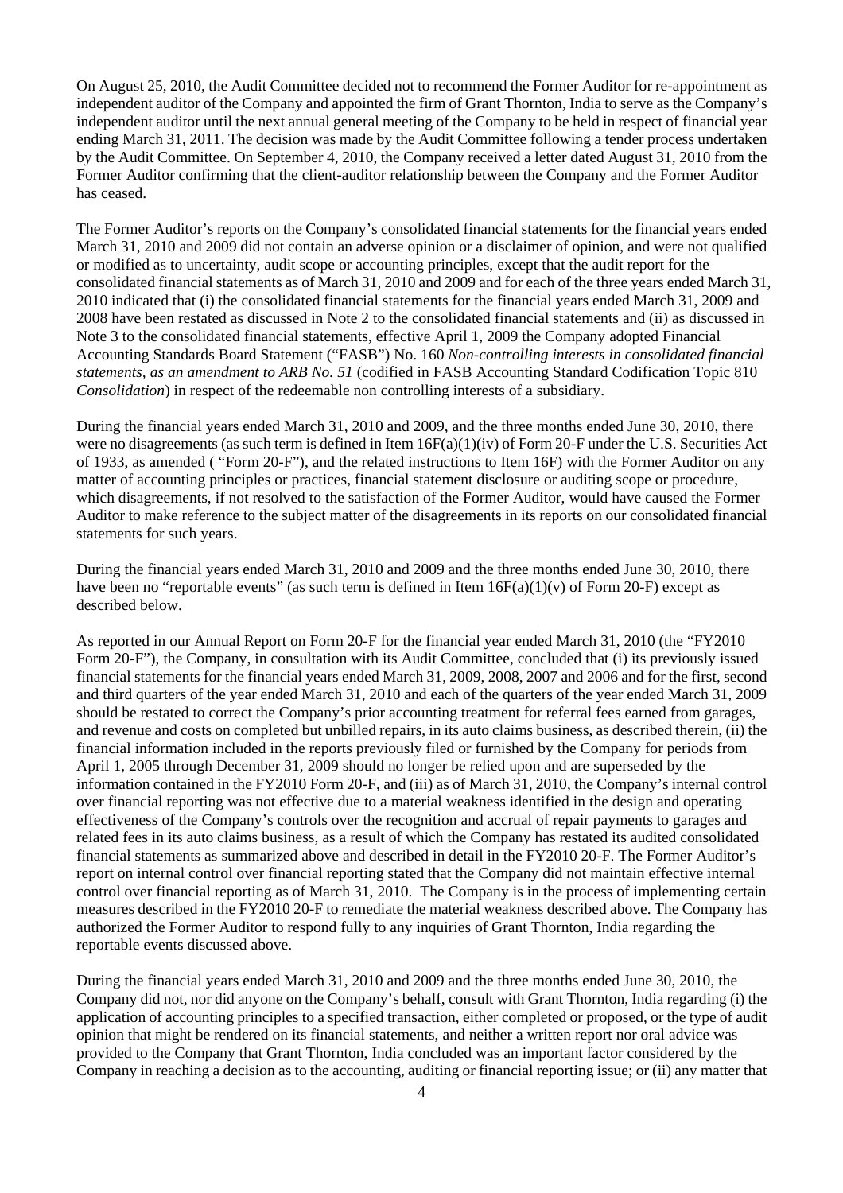On August 25, 2010, the Audit Committee decided not to recommend the Former Auditor for re-appointment as independent auditor of the Company and appointed the firm of Grant Thornton, India to serve as the Company's independent auditor until the next annual general meeting of the Company to be held in respect of financial year ending March 31, 2011. The decision was made by the Audit Committee following a tender process undertaken by the Audit Committee. On September 4, 2010, the Company received a letter dated August 31, 2010 from the Former Auditor confirming that the client-auditor relationship between the Company and the Former Auditor has ceased.

The Former Auditor's reports on the Company's consolidated financial statements for the financial years ended March 31, 2010 and 2009 did not contain an adverse opinion or a disclaimer of opinion, and were not qualified or modified as to uncertainty, audit scope or accounting principles, except that the audit report for the consolidated financial statements as of March 31, 2010 and 2009 and for each of the three years ended March 31, 2010 indicated that (i) the consolidated financial statements for the financial years ended March 31, 2009 and 2008 have been restated as discussed in Note 2 to the consolidated financial statements and (ii) as discussed in Note 3 to the consolidated financial statements, effective April 1, 2009 the Company adopted Financial Accounting Standards Board Statement ("FASB") No. 160 *Non-controlling interests in consolidated financial statements, as an amendment to ARB No. 51* (codified in FASB Accounting Standard Codification Topic 810 *Consolidation*) in respect of the redeemable non controlling interests of a subsidiary.

During the financial years ended March 31, 2010 and 2009, and the three months ended June 30, 2010, there were no disagreements (as such term is defined in Item 16F(a)(1)(iv) of Form 20-F under the U.S. Securities Act of 1933, as amended ( "Form 20-F"), and the related instructions to Item 16F) with the Former Auditor on any matter of accounting principles or practices, financial statement disclosure or auditing scope or procedure, which disagreements, if not resolved to the satisfaction of the Former Auditor, would have caused the Former Auditor to make reference to the subject matter of the disagreements in its reports on our consolidated financial statements for such years.

During the financial years ended March 31, 2010 and 2009 and the three months ended June 30, 2010, there have been no "reportable events" (as such term is defined in Item 16F(a)(1)(v) of Form 20-F) except as described below.

As reported in our Annual Report on Form 20-F for the financial year ended March 31, 2010 (the "FY2010 Form 20-F"), the Company, in consultation with its Audit Committee, concluded that (i) its previously issued financial statements for the financial years ended March 31, 2009, 2008, 2007 and 2006 and for the first, second and third quarters of the year ended March 31, 2010 and each of the quarters of the year ended March 31, 2009 should be restated to correct the Company's prior accounting treatment for referral fees earned from garages, and revenue and costs on completed but unbilled repairs, in its auto claims business, as described therein, (ii) the financial information included in the reports previously filed or furnished by the Company for periods from April 1, 2005 through December 31, 2009 should no longer be relied upon and are superseded by the information contained in the FY2010 Form 20-F, and (iii) as of March 31, 2010, the Company's internal control over financial reporting was not effective due to a material weakness identified in the design and operating effectiveness of the Company's controls over the recognition and accrual of repair payments to garages and related fees in its auto claims business, as a result of which the Company has restated its audited consolidated financial statements as summarized above and described in detail in the FY2010 20-F. The Former Auditor's report on internal control over financial reporting stated that the Company did not maintain effective internal control over financial reporting as of March 31, 2010. The Company is in the process of implementing certain measures described in the FY2010 20-F to remediate the material weakness described above. The Company has authorized the Former Auditor to respond fully to any inquiries of Grant Thornton, India regarding the reportable events discussed above.

During the financial years ended March 31, 2010 and 2009 and the three months ended June 30, 2010, the Company did not, nor did anyone on the Company's behalf, consult with Grant Thornton, India regarding (i) the application of accounting principles to a specified transaction, either completed or proposed, or the type of audit opinion that might be rendered on its financial statements, and neither a written report nor oral advice was provided to the Company that Grant Thornton, India concluded was an important factor considered by the Company in reaching a decision as to the accounting, auditing or financial reporting issue; or (ii) any matter that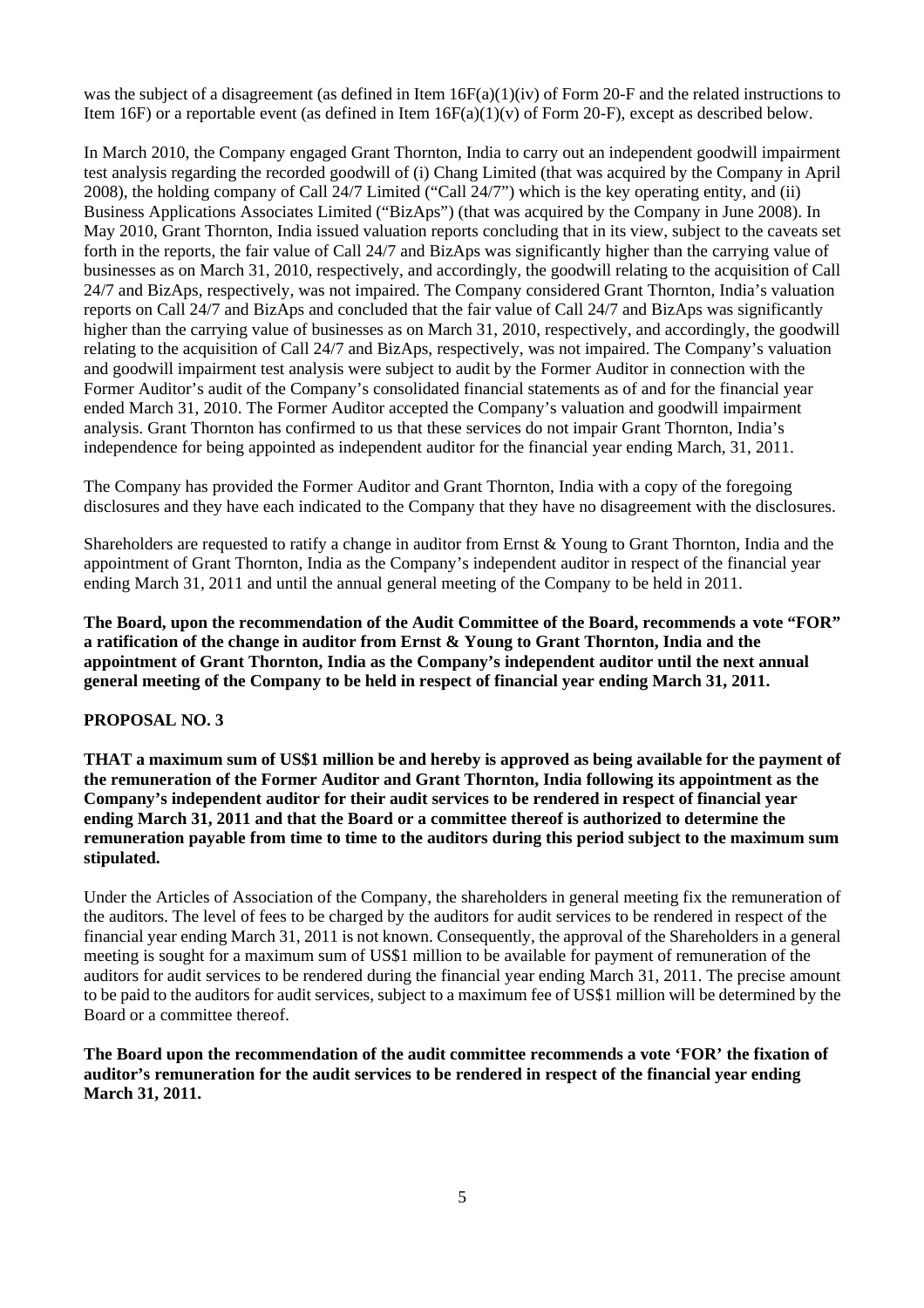was the subject of a disagreement (as defined in Item 16F(a)(1)(iv) of Form 20-F and the related instructions to Item 16F) or a reportable event (as defined in Item 16F(a)(1)(v) of Form 20-F), except as described below.

In March 2010, the Company engaged Grant Thornton, India to carry out an independent goodwill impairment test analysis regarding the recorded goodwill of (i) Chang Limited (that was acquired by the Company in April 2008), the holding company of Call 24/7 Limited ("Call 24/7") which is the key operating entity, and (ii) Business Applications Associates Limited ("BizAps") (that was acquired by the Company in June 2008). In May 2010, Grant Thornton, India issued valuation reports concluding that in its view, subject to the caveats set forth in the reports, the fair value of Call 24/7 and BizAps was significantly higher than the carrying value of businesses as on March 31, 2010, respectively, and accordingly, the goodwill relating to the acquisition of Call 24/7 and BizAps, respectively, was not impaired. The Company considered Grant Thornton, India's valuation reports on Call 24/7 and BizAps and concluded that the fair value of Call 24/7 and BizAps was significantly higher than the carrying value of businesses as on March 31, 2010, respectively, and accordingly, the goodwill relating to the acquisition of Call 24/7 and BizAps, respectively, was not impaired. The Company's valuation and goodwill impairment test analysis were subject to audit by the Former Auditor in connection with the Former Auditor's audit of the Company's consolidated financial statements as of and for the financial year ended March 31, 2010. The Former Auditor accepted the Company's valuation and goodwill impairment analysis. Grant Thornton has confirmed to us that these services do not impair Grant Thornton, India's independence for being appointed as independent auditor for the financial year ending March, 31, 2011.

The Company has provided the Former Auditor and Grant Thornton, India with a copy of the foregoing disclosures and they have each indicated to the Company that they have no disagreement with the disclosures.

Shareholders are requested to ratify a change in auditor from Ernst & Young to Grant Thornton, India and the appointment of Grant Thornton, India as the Company's independent auditor in respect of the financial year ending March 31, 2011 and until the annual general meeting of the Company to be held in 2011.

**The Board, upon the recommendation of the Audit Committee of the Board, recommends a vote "FOR" a ratification of the change in auditor from Ernst & Young to Grant Thornton, India and the appointment of Grant Thornton, India as the Company's independent auditor until the next annual general meeting of the Company to be held in respect of financial year ending March 31, 2011.**

**PROPOSAL NO. 3**

**THAT a maximum sum of US$1 million be and hereby is approved as being available for the payment of the remuneration of the Former Auditor and Grant Thornton, India following its appointment as the Company's independent auditor for their audit services to be rendered in respect of financial year ending March 31, 2011 and that the Board or a committee thereof is authorized to determine the remuneration payable from time to time to the auditors during this period subject to the maximum sum stipulated.**

Under the Articles of Association of the Company, the shareholders in general meeting fix the remuneration of the auditors. The level of fees to be charged by the auditors for audit services to be rendered in respect of the financial year ending March 31, 2011 is not known. Consequently, the approval of the Shareholders in a general meeting is sought for a maximum sum of US$1 million to be available for payment of remuneration of the auditors for audit services to be rendered during the financial year ending March 31, 2011. The precise amount to be paid to the auditors for audit services, subject to a maximum fee of US$1 million will be determined by the Board or a committee thereof.

**The Board upon the recommendation of the audit committee recommends a vote 'FOR' the fixation of auditor's remuneration for the audit services to be rendered in respect of the financial year ending March 31, 2011.**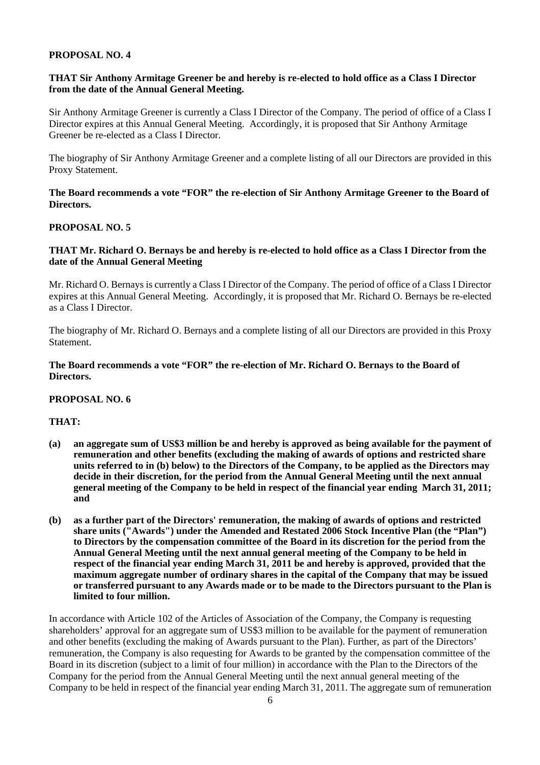**PROPOSAL NO. 4**

**THAT Sir Anthony Armitage Greener be and hereby is re-elected to hold office as a Class I Director from the date of the Annual General Meeting.**

Sir Anthony Armitage Greener is currently a Class I Director of the Company. The period of office of a Class I Director expires at this Annual General Meeting. Accordingly, it is proposed that Sir Anthony Armitage Greener be re-elected as a Class I Director.

The biography of Sir Anthony Armitage Greener and a complete listing of all our Directors are provided in this Proxy Statement.

**The Board recommends a vote "FOR" the re-election of Sir Anthony Armitage Greener to the Board of Directors.**

**PROPOSAL NO. 5**

**THAT Mr. Richard O. Bernays be and hereby is re-elected to hold office as a Class I Director from the date of the Annual General Meeting**

Mr. Richard O. Bernays is currently a Class I Director of the Company. The period of office of a Class I Director expires at this Annual General Meeting. Accordingly, it is proposed that Mr. Richard O. Bernays be re-elected as a Class I Director.

The biography of Mr. Richard O. Bernays and a complete listing of all our Directors are provided in this Proxy Statement.

**The Board recommends a vote "FOR" the re-election of Mr. Richard O. Bernays to the Board of Directors.**

**PROPOSAL NO. 6**

**THAT:**

**(a) an aggregate sum of US$3 million be and hereby is approved as being available for the payment of remuneration and other benefits (excluding the making of awards of options and restricted share units referred to in (b) below) to the Directors of the Company, to be applied as the Directors may decide in their discretion, for the period from the Annual General Meeting until the next annual general meeting of the Company to be held in respect of the financial year ending March 31, 2011; and**

**(b) as a further part of the Directors' remuneration, the making of awards of options and restricted share units ("Awards") under the Amended and Restated 2006 Stock Incentive Plan (the "Plan") to Directors by the compensation committee of the Board in its discretion for the period from the Annual General Meeting until the next annual general meeting of the Company to be held in respect of the financial year ending March 31, 2011 be and hereby is approved, provided that the maximum aggregate number of ordinary shares in the capital of the Company that may be issued or transferred pursuant to any Awards made or to be made to the Directors pursuant to the Plan is limited to four million.**

In accordance with Article 102 of the Articles of Association of the Company, the Company is requesting shareholders' approval for an aggregate sum of US$3 million to be available for the payment of remuneration and other benefits (excluding the making of Awards pursuant to the Plan). Further, as part of the Directors' remuneration, the Company is also requesting for Awards to be granted by the compensation committee of the Board in its discretion (subject to a limit of four million) in accordance with the Plan to the Directors of the Company for the period from the Annual General Meeting until the next annual general meeting of the Company to be held in respect of the financial year ending March 31, 2011. The aggregate sum of remuneration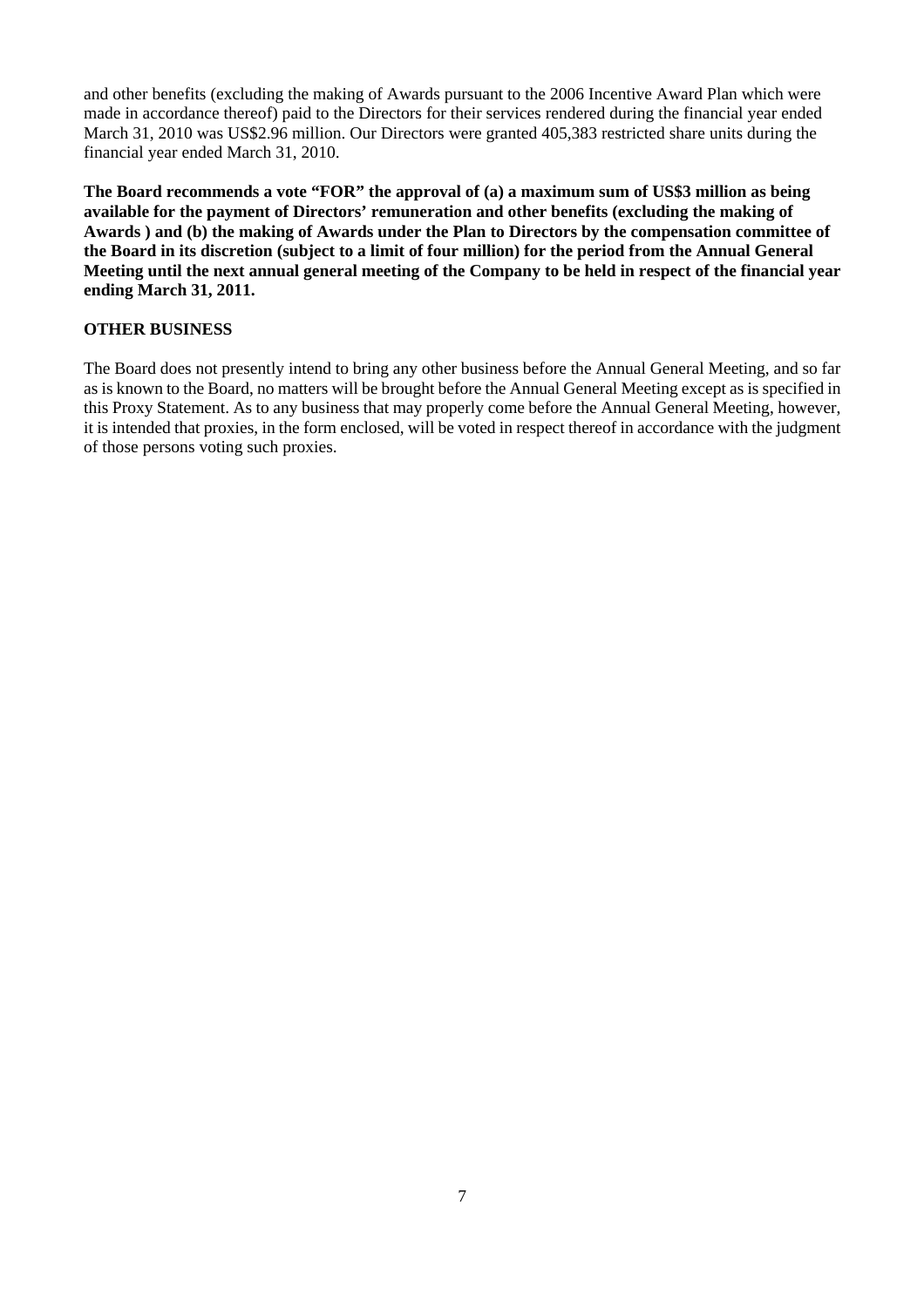and other benefits (excluding the making of Awards pursuant to the 2006 Incentive Award Plan which were made in accordance thereof) paid to the Directors for their services rendered during the financial year ended March 31, 2010 was US$2.96 million. Our Directors were granted 405,383 restricted share units during the financial year ended March 31, 2010.

**The Board recommends a vote "FOR" the approval of (a) a maximum sum of US$3 million as being available for the payment of Directors' remuneration and other benefits (excluding the making of Awards ) and (b) the making of Awards under the Plan to Directors by the compensation committee of the Board in its discretion (subject to a limit of four million) for the period from the Annual General Meeting until the next annual general meeting of the Company to be held in respect of the financial year ending March 31, 2011.**

## OTHER BUSINESS

The Board does not presently intend to bring any other business before the Annual General Meeting, and so far as is known to the Board, no matters will be brought before the Annual General Meeting except as is specified in this Proxy Statement. As to any business that may properly come before the Annual General Meeting, however, it is intended that proxies, in the form enclosed, will be voted in respect thereof in accordance with the judgment of those persons voting such proxies.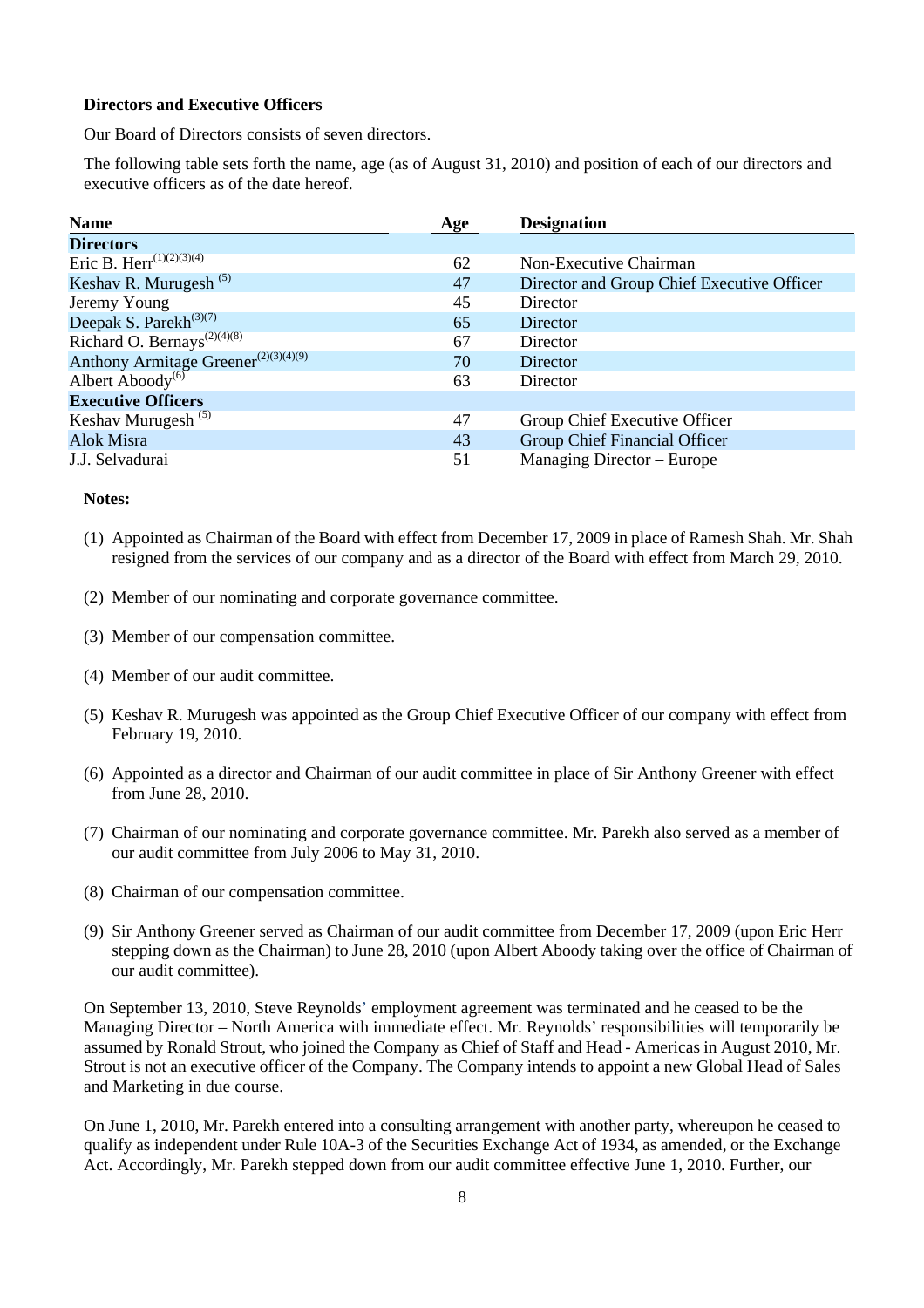**Directors and Executive Officers**

Our Board of Directors consists of seven directors.

The following table sets forth the name, age (as of August 31, 2010) and position of each of our directors and executive officers as of the date hereof.

| Name | Age | Designation |
|---|---|---|
| **Directors** | | |
| Eric B. Herr[(1)(2)(3)(4)] | 62 | Non-Executive Chairman |
| Keshav R. Murugesh [(5)] | 47 | Director and Group Chief Executive Officer |
| Jeremy Young | 45 | Director |
| Deepak S. Parekh[(3)(7)] | 65 | Director |
| Richard O. Bernays[(2)(4)(8)] | 67 | Director |
| Anthony Armitage Greener[(2)(3)(4)(9)] | 70 | Director |
| Albert Aboody[(6)] | 63 | Director |
| **Executive Officers** | | |
| Keshav Murugesh [(5)] | 47 | Group Chief Executive Officer |
| Alok Misra | 43 | Group Chief Financial Officer |
| J.J. Selvadurai | 51 | Managing Director – Europe |

**Notes:**

(1) Appointed as Chairman of the Board with effect from December 17, 2009 in place of Ramesh Shah. Mr. Shah resigned from the services of our company and as a director of the Board with effect from March 29, 2010.

(2) Member of our nominating and corporate governance committee.

(3) Member of our compensation committee.

(4) Member of our audit committee.

(5) Keshav R. Murugesh was appointed as the Group Chief Executive Officer of our company with effect from February 19, 2010.

(6) Appointed as a director and Chairman of our audit committee in place of Sir Anthony Greener with effect from June 28, 2010.

(7) Chairman of our nominating and corporate governance committee. Mr. Parekh also served as a member of our audit committee from July 2006 to May 31, 2010.

(8) Chairman of our compensation committee.

(9) Sir Anthony Greener served as Chairman of our audit committee from December 17, 2009 (upon Eric Herr stepping down as the Chairman) to June 28, 2010 (upon Albert Aboody taking over the office of Chairman of our audit committee).

On September 13, 2010, Steve Reynolds' employment agreement was terminated and he ceased to be the Managing Director – North America with immediate effect. Mr. Reynolds' responsibilities will temporarily be assumed by Ronald Strout, who joined the Company as Chief of Staff and Head - Americas in August 2010, Mr. Strout is not an executive officer of the Company. The Company intends to appoint a new Global Head of Sales and Marketing in due course.

On June 1, 2010, Mr. Parekh entered into a consulting arrangement with another party, whereupon he ceased to qualify as independent under Rule 10A-3 of the Securities Exchange Act of 1934, as amended, or the Exchange Act. Accordingly, Mr. Parekh stepped down from our audit committee effective June 1, 2010. Further, our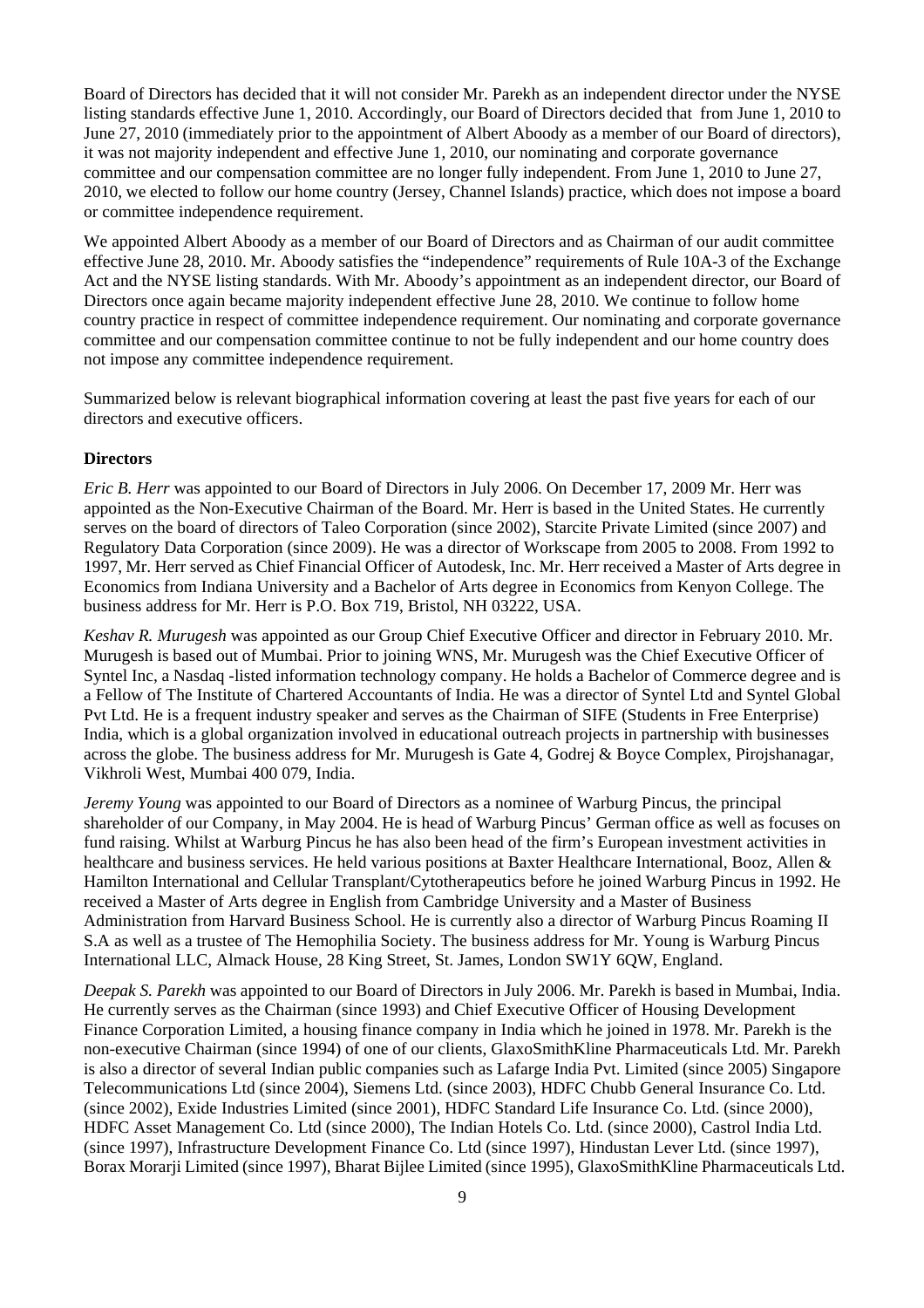Board of Directors has decided that it will not consider Mr. Parekh as an independent director under the NYSE listing standards effective June 1, 2010. Accordingly, our Board of Directors decided that from June 1, 2010 to June 27, 2010 (immediately prior to the appointment of Albert Aboody as a member of our Board of directors), it was not majority independent and effective June 1, 2010, our nominating and corporate governance committee and our compensation committee are no longer fully independent. From June 1, 2010 to June 27, 2010, we elected to follow our home country (Jersey, Channel Islands) practice, which does not impose a board or committee independence requirement.

We appointed Albert Aboody as a member of our Board of Directors and as Chairman of our audit committee effective June 28, 2010. Mr. Aboody satisfies the "independence" requirements of Rule 10A-3 of the Exchange Act and the NYSE listing standards. With Mr. Aboody's appointment as an independent director, our Board of Directors once again became majority independent effective June 28, 2010. We continue to follow home country practice in respect of committee independence requirement. Our nominating and corporate governance committee and our compensation committee continue to not be fully independent and our home country does not impose any committee independence requirement.

Summarized below is relevant biographical information covering at least the past five years for each of our directors and executive officers.

**Directors**

*Eric B. Herr* was appointed to our Board of Directors in July 2006. On December 17, 2009 Mr. Herr was appointed as the Non-Executive Chairman of the Board. Mr. Herr is based in the United States. He currently serves on the board of directors of Taleo Corporation (since 2002), Starcite Private Limited (since 2007) and Regulatory Data Corporation (since 2009). He was a director of Workscape from 2005 to 2008. From 1992 to 1997, Mr. Herr served as Chief Financial Officer of Autodesk, Inc. Mr. Herr received a Master of Arts degree in Economics from Indiana University and a Bachelor of Arts degree in Economics from Kenyon College. The business address for Mr. Herr is P.O. Box 719, Bristol, NH 03222, USA.

*Keshav R. Murugesh* was appointed as our Group Chief Executive Officer and director in February 2010. Mr. Murugesh is based out of Mumbai. Prior to joining WNS, Mr. Murugesh was the Chief Executive Officer of Syntel Inc, a Nasdaq -listed information technology company. He holds a Bachelor of Commerce degree and is a Fellow of The Institute of Chartered Accountants of India. He was a director of Syntel Ltd and Syntel Global Pvt Ltd. He is a frequent industry speaker and serves as the Chairman of SIFE (Students in Free Enterprise) India, which is a global organization involved in educational outreach projects in partnership with businesses across the globe. The business address for Mr. Murugesh is Gate 4, Godrej & Boyce Complex, Pirojshanagar, Vikhroli West, Mumbai 400 079, India.

*Jeremy Young* was appointed to our Board of Directors as a nominee of Warburg Pincus, the principal shareholder of our Company, in May 2004. He is head of Warburg Pincus' German office as well as focuses on fund raising. Whilst at Warburg Pincus he has also been head of the firm's European investment activities in healthcare and business services. He held various positions at Baxter Healthcare International, Booz, Allen & Hamilton International and Cellular Transplant/Cytotherapeutics before he joined Warburg Pincus in 1992. He received a Master of Arts degree in English from Cambridge University and a Master of Business Administration from Harvard Business School. He is currently also a director of Warburg Pincus Roaming II S.A as well as a trustee of The Hemophilia Society. The business address for Mr. Young is Warburg Pincus International LLC, Almack House, 28 King Street, St. James, London SW1Y 6QW, England.

*Deepak S. Parekh* was appointed to our Board of Directors in July 2006. Mr. Parekh is based in Mumbai, India. He currently serves as the Chairman (since 1993) and Chief Executive Officer of Housing Development Finance Corporation Limited, a housing finance company in India which he joined in 1978. Mr. Parekh is the non-executive Chairman (since 1994) of one of our clients, GlaxoSmithKline Pharmaceuticals Ltd. Mr. Parekh is also a director of several Indian public companies such as Lafarge India Pvt. Limited (since 2005) Singapore Telecommunications Ltd (since 2004), Siemens Ltd. (since 2003), HDFC Chubb General Insurance Co. Ltd. (since 2002), Exide Industries Limited (since 2001), HDFC Standard Life Insurance Co. Ltd. (since 2000), HDFC Asset Management Co. Ltd (since 2000), The Indian Hotels Co. Ltd. (since 2000), Castrol India Ltd. (since 1997), Infrastructure Development Finance Co. Ltd (since 1997), Hindustan Lever Ltd. (since 1997), Borax Morarji Limited (since 1997), Bharat Bijlee Limited (since 1995), GlaxoSmithKline Pharmaceuticals Ltd.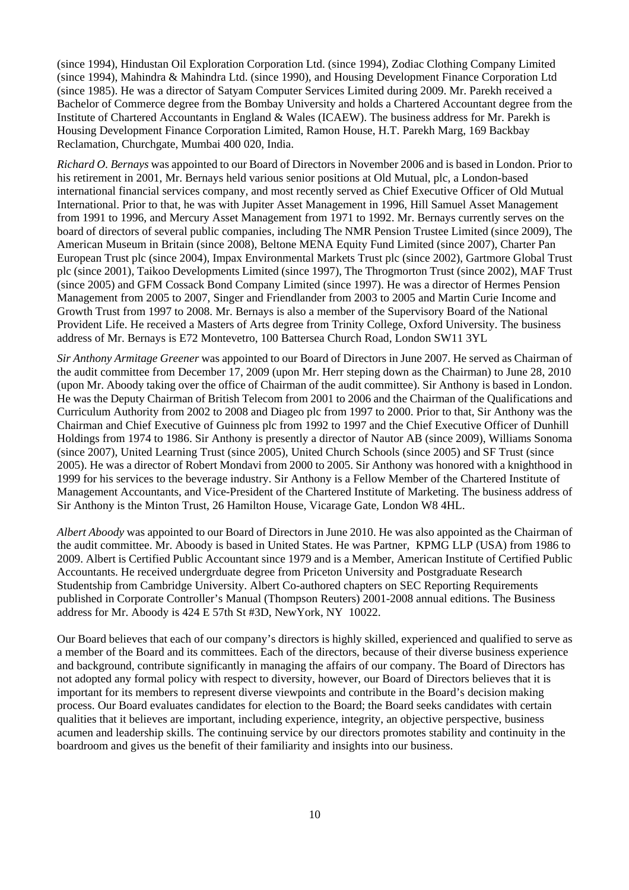(since 1994), Hindustan Oil Exploration Corporation Ltd. (since 1994), Zodiac Clothing Company Limited (since 1994), Mahindra & Mahindra Ltd. (since 1990), and Housing Development Finance Corporation Ltd (since 1985). He was a director of Satyam Computer Services Limited during 2009. Mr. Parekh received a Bachelor of Commerce degree from the Bombay University and holds a Chartered Accountant degree from the Institute of Chartered Accountants in England & Wales (ICAEW). The business address for Mr. Parekh is Housing Development Finance Corporation Limited, Ramon House, H.T. Parekh Marg, 169 Backbay Reclamation, Churchgate, Mumbai 400 020, India.

*Richard O. Bernays* was appointed to our Board of Directors in November 2006 and is based in London. Prior to his retirement in 2001, Mr. Bernays held various senior positions at Old Mutual, plc, a London-based international financial services company, and most recently served as Chief Executive Officer of Old Mutual International. Prior to that, he was with Jupiter Asset Management in 1996, Hill Samuel Asset Management from 1991 to 1996, and Mercury Asset Management from 1971 to 1992. Mr. Bernays currently serves on the board of directors of several public companies, including The NMR Pension Trustee Limited (since 2009), The American Museum in Britain (since 2008), Beltone MENA Equity Fund Limited (since 2007), Charter Pan European Trust plc (since 2004), Impax Environmental Markets Trust plc (since 2002), Gartmore Global Trust plc (since 2001), Taikoo Developments Limited (since 1997), The Throgmorton Trust (since 2002), MAF Trust (since 2005) and GFM Cossack Bond Company Limited (since 1997). He was a director of Hermes Pension Management from 2005 to 2007, Singer and Friendlander from 2003 to 2005 and Martin Curie Income and Growth Trust from 1997 to 2008. Mr. Bernays is also a member of the Supervisory Board of the National Provident Life. He received a Masters of Arts degree from Trinity College, Oxford University. The business address of Mr. Bernays is E72 Montevetro, 100 Battersea Church Road, London SW11 3YL

*Sir Anthony Armitage Greener* was appointed to our Board of Directors in June 2007. He served as Chairman of the audit committee from December 17, 2009 (upon Mr. Herr steping down as the Chairman) to June 28, 2010 (upon Mr. Aboody taking over the office of Chairman of the audit committee). Sir Anthony is based in London. He was the Deputy Chairman of British Telecom from 2001 to 2006 and the Chairman of the Qualifications and Curriculum Authority from 2002 to 2008 and Diageo plc from 1997 to 2000. Prior to that, Sir Anthony was the Chairman and Chief Executive of Guinness plc from 1992 to 1997 and the Chief Executive Officer of Dunhill Holdings from 1974 to 1986. Sir Anthony is presently a director of Nautor AB (since 2009), Williams Sonoma (since 2007), United Learning Trust (since 2005), United Church Schools (since 2005) and SF Trust (since 2005). He was a director of Robert Mondavi from 2000 to 2005. Sir Anthony was honored with a knighthood in 1999 for his services to the beverage industry. Sir Anthony is a Fellow Member of the Chartered Institute of Management Accountants, and Vice-President of the Chartered Institute of Marketing. The business address of Sir Anthony is the Minton Trust, 26 Hamilton House, Vicarage Gate, London W8 4HL.

*Albert Aboody* was appointed to our Board of Directors in June 2010. He was also appointed as the Chairman of the audit committee. Mr. Aboody is based in United States. He was Partner, KPMG LLP (USA) from 1986 to 2009. Albert is Certified Public Accountant since 1979 and is a Member, American Institute of Certified Public Accountants. He received undergrduate degree from Priceton University and Postgraduate Research Studentship from Cambridge University. Albert Co-authored chapters on SEC Reporting Requirements published in Corporate Controller's Manual (Thompson Reuters) 2001-2008 annual editions. The Business address for Mr. Aboody is 424 E 57th St #3D, NewYork, NY 10022.

Our Board believes that each of our company's directors is highly skilled, experienced and qualified to serve as a member of the Board and its committees. Each of the directors, because of their diverse business experience and background, contribute significantly in managing the affairs of our company. The Board of Directors has not adopted any formal policy with respect to diversity, however, our Board of Directors believes that it is important for its members to represent diverse viewpoints and contribute in the Board's decision making process. Our Board evaluates candidates for election to the Board; the Board seeks candidates with certain qualities that it believes are important, including experience, integrity, an objective perspective, business acumen and leadership skills. The continuing service by our directors promotes stability and continuity in the boardroom and gives us the benefit of their familiarity and insights into our business.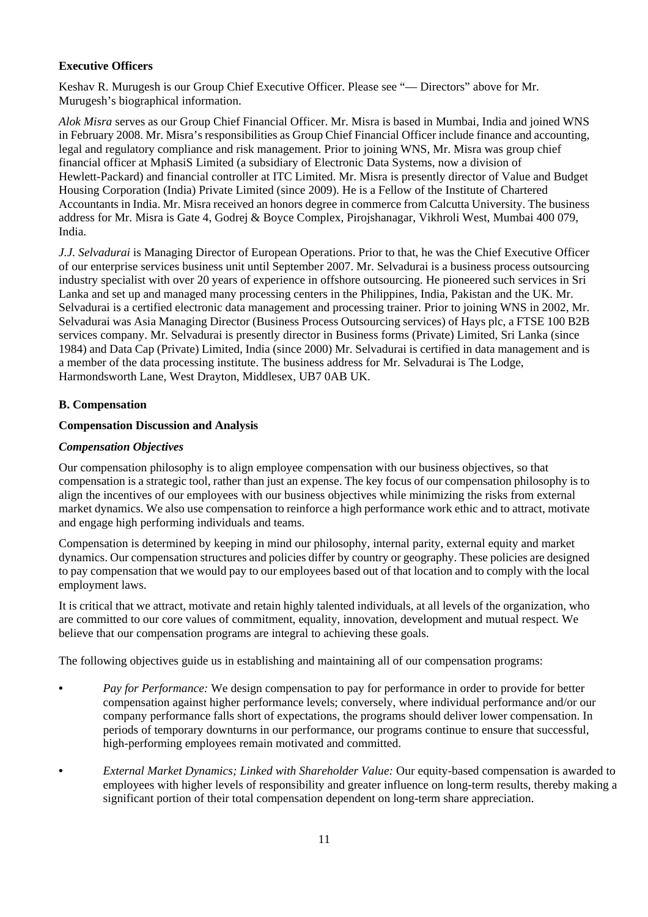### Executive Officers

Keshav R. Murugesh is our Group Chief Executive Officer. Please see "— Directors" above for Mr. Murugesh's biographical information.

*Alok Misra* serves as our Group Chief Financial Officer. Mr. Misra is based in Mumbai, India and joined WNS in February 2008. Mr. Misra's responsibilities as Group Chief Financial Officer include finance and accounting, legal and regulatory compliance and risk management. Prior to joining WNS, Mr. Misra was group chief financial officer at MphasiS Limited (a subsidiary of Electronic Data Systems, now a division of Hewlett-Packard) and financial controller at ITC Limited. Mr. Misra is presently director of Value and Budget Housing Corporation (India) Private Limited (since 2009). He is a Fellow of the Institute of Chartered Accountants in India. Mr. Misra received an honors degree in commerce from Calcutta University. The business address for Mr. Misra is Gate 4, Godrej & Boyce Complex, Pirojshanagar, Vikhroli West, Mumbai 400 079, India.

*J.J. Selvadurai* is Managing Director of European Operations. Prior to that, he was the Chief Executive Officer of our enterprise services business unit until September 2007. Mr. Selvadurai is a business process outsourcing industry specialist with over 20 years of experience in offshore outsourcing. He pioneered such services in Sri Lanka and set up and managed many processing centers in the Philippines, India, Pakistan and the UK. Mr. Selvadurai is a certified electronic data management and processing trainer. Prior to joining WNS in 2002, Mr. Selvadurai was Asia Managing Director (Business Process Outsourcing services) of Hays plc, a FTSE 100 B2B services company. Mr. Selvadurai is presently director in Business forms (Private) Limited, Sri Lanka (since 1984) and Data Cap (Private) Limited, India (since 2000) Mr. Selvadurai is certified in data management and is a member of the data processing institute. The business address for Mr. Selvadurai is The Lodge, Harmondsworth Lane, West Drayton, Middlesex, UB7 0AB UK.

### B. Compensation

#### Compensation Discussion and Analysis

#### *Compensation Objectives*

Our compensation philosophy is to align employee compensation with our business objectives, so that compensation is a strategic tool, rather than just an expense. The key focus of our compensation philosophy is to align the incentives of our employees with our business objectives while minimizing the risks from external market dynamics. We also use compensation to reinforce a high performance work ethic and to attract, motivate and engage high performing individuals and teams.

Compensation is determined by keeping in mind our philosophy, internal parity, external equity and market dynamics. Our compensation structures and policies differ by country or geography. These policies are designed to pay compensation that we would pay to our employees based out of that location and to comply with the local employment laws.

It is critical that we attract, motivate and retain highly talented individuals, at all levels of the organization, who are committed to our core values of commitment, equality, innovation, development and mutual respect. We believe that our compensation programs are integral to achieving these goals.

The following objectives guide us in establishing and maintaining all of our compensation programs:

- *Pay for Performance:* We design compensation to pay for performance in order to provide for better compensation against higher performance levels; conversely, where individual performance and/or our company performance falls short of expectations, the programs should deliver lower compensation. In periods of temporary downturns in our performance, our programs continue to ensure that successful, high-performing employees remain motivated and committed.
- *External Market Dynamics; Linked with Shareholder Value:* Our equity-based compensation is awarded to employees with higher levels of responsibility and greater influence on long-term results, thereby making a significant portion of their total compensation dependent on long-term share appreciation.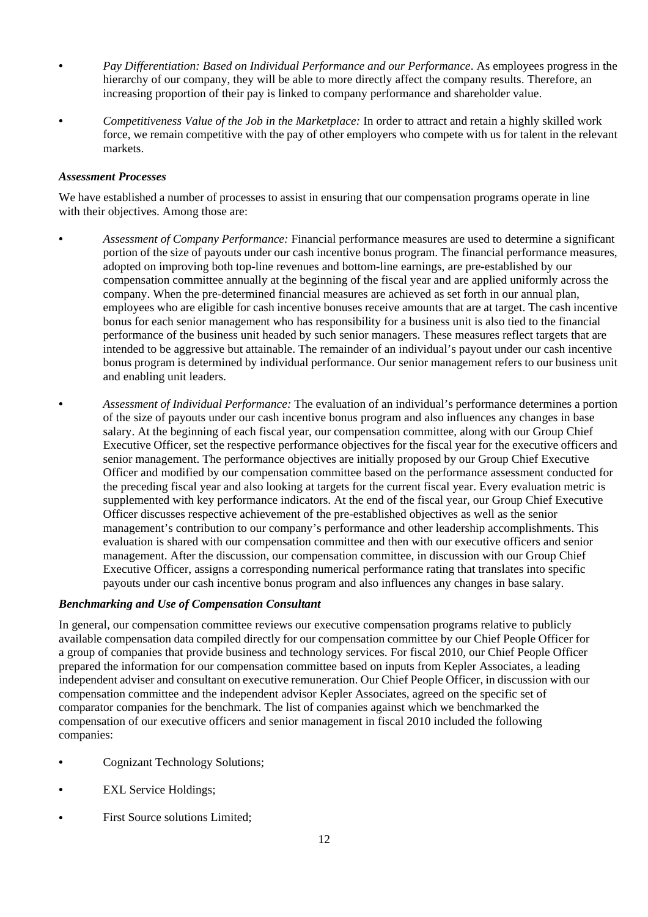- *Pay Differentiation: Based on Individual Performance and our Performance*. As employees progress in the hierarchy of our company, they will be able to more directly affect the company results. Therefore, an increasing proportion of their pay is linked to company performance and shareholder value.
- *Competitiveness Value of the Job in the Marketplace:* In order to attract and retain a highly skilled work force, we remain competitive with the pay of other employers who compete with us for talent in the relevant markets.

***Assessment Processes***

We have established a number of processes to assist in ensuring that our compensation programs operate in line with their objectives. Among those are:

- *Assessment of Company Performance:* Financial performance measures are used to determine a significant portion of the size of payouts under our cash incentive bonus program. The financial performance measures, adopted on improving both top-line revenues and bottom-line earnings, are pre-established by our compensation committee annually at the beginning of the fiscal year and are applied uniformly across the company. When the pre-determined financial measures are achieved as set forth in our annual plan, employees who are eligible for cash incentive bonuses receive amounts that are at target. The cash incentive bonus for each senior management who has responsibility for a business unit is also tied to the financial performance of the business unit headed by such senior managers. These measures reflect targets that are intended to be aggressive but attainable. The remainder of an individual's payout under our cash incentive bonus program is determined by individual performance. Our senior management refers to our business unit and enabling unit leaders.
- *Assessment of Individual Performance:* The evaluation of an individual's performance determines a portion of the size of payouts under our cash incentive bonus program and also influences any changes in base salary. At the beginning of each fiscal year, our compensation committee, along with our Group Chief Executive Officer, set the respective performance objectives for the fiscal year for the executive officers and senior management. The performance objectives are initially proposed by our Group Chief Executive Officer and modified by our compensation committee based on the performance assessment conducted for the preceding fiscal year and also looking at targets for the current fiscal year. Every evaluation metric is supplemented with key performance indicators. At the end of the fiscal year, our Group Chief Executive Officer discusses respective achievement of the pre-established objectives as well as the senior management's contribution to our company's performance and other leadership accomplishments. This evaluation is shared with our compensation committee and then with our executive officers and senior management. After the discussion, our compensation committee, in discussion with our Group Chief Executive Officer, assigns a corresponding numerical performance rating that translates into specific payouts under our cash incentive bonus program and also influences any changes in base salary.

***Benchmarking and Use of Compensation Consultant***

In general, our compensation committee reviews our executive compensation programs relative to publicly available compensation data compiled directly for our compensation committee by our Chief People Officer for a group of companies that provide business and technology services. For fiscal 2010, our Chief People Officer prepared the information for our compensation committee based on inputs from Kepler Associates, a leading independent adviser and consultant on executive remuneration. Our Chief People Officer, in discussion with our compensation committee and the independent advisor Kepler Associates, agreed on the specific set of comparator companies for the benchmark. The list of companies against which we benchmarked the compensation of our executive officers and senior management in fiscal 2010 included the following companies:

- Cognizant Technology Solutions;
- EXL Service Holdings;
- First Source solutions Limited;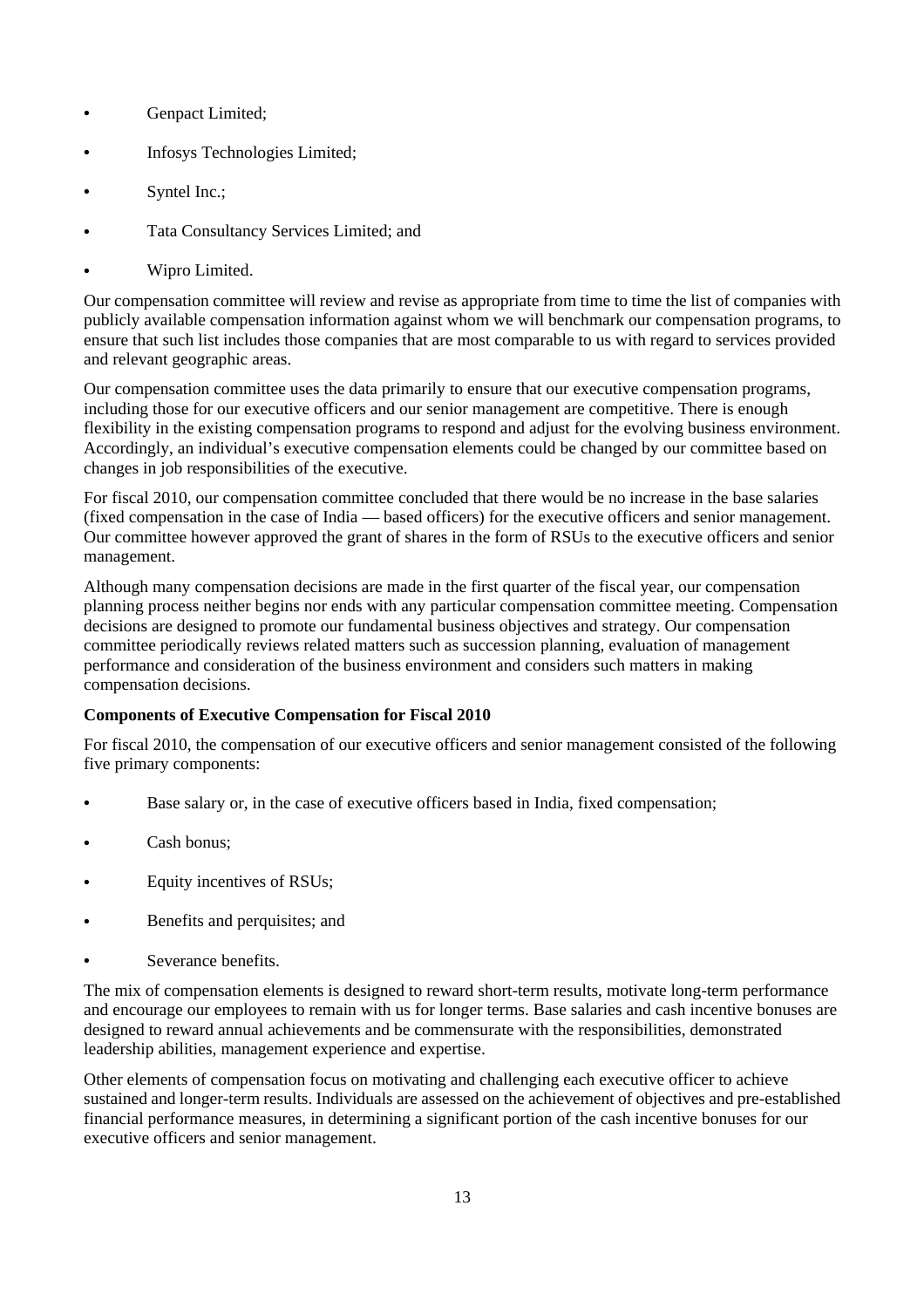- Genpact Limited;
- Infosys Technologies Limited;
- Syntel Inc.;
- Tata Consultancy Services Limited; and
- Wipro Limited.

Our compensation committee will review and revise as appropriate from time to time the list of companies with publicly available compensation information against whom we will benchmark our compensation programs, to ensure that such list includes those companies that are most comparable to us with regard to services provided and relevant geographic areas.

Our compensation committee uses the data primarily to ensure that our executive compensation programs, including those for our executive officers and our senior management are competitive. There is enough flexibility in the existing compensation programs to respond and adjust for the evolving business environment. Accordingly, an individual's executive compensation elements could be changed by our committee based on changes in job responsibilities of the executive.

For fiscal 2010, our compensation committee concluded that there would be no increase in the base salaries (fixed compensation in the case of India — based officers) for the executive officers and senior management. Our committee however approved the grant of shares in the form of RSUs to the executive officers and senior management.

Although many compensation decisions are made in the first quarter of the fiscal year, our compensation planning process neither begins nor ends with any particular compensation committee meeting. Compensation decisions are designed to promote our fundamental business objectives and strategy. Our compensation committee periodically reviews related matters such as succession planning, evaluation of management performance and consideration of the business environment and considers such matters in making compensation decisions.

**Components of Executive Compensation for Fiscal 2010**

For fiscal 2010, the compensation of our executive officers and senior management consisted of the following five primary components:

- Base salary or, in the case of executive officers based in India, fixed compensation;
- Cash bonus;
- Equity incentives of RSUs;
- Benefits and perquisites; and
- Severance benefits.

The mix of compensation elements is designed to reward short-term results, motivate long-term performance and encourage our employees to remain with us for longer terms. Base salaries and cash incentive bonuses are designed to reward annual achievements and be commensurate with the responsibilities, demonstrated leadership abilities, management experience and expertise.

Other elements of compensation focus on motivating and challenging each executive officer to achieve sustained and longer-term results. Individuals are assessed on the achievement of objectives and pre-established financial performance measures, in determining a significant portion of the cash incentive bonuses for our executive officers and senior management.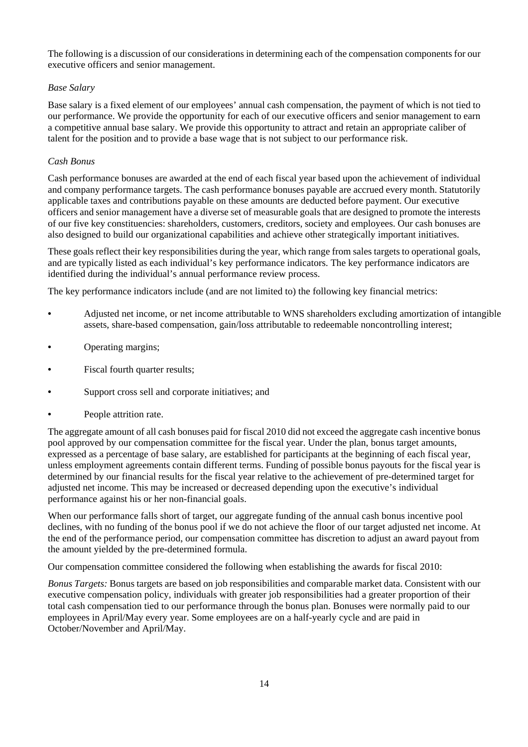The following is a discussion of our considerations in determining each of the compensation components for our executive officers and senior management.

*Base Salary*

Base salary is a fixed element of our employees' annual cash compensation, the payment of which is not tied to our performance. We provide the opportunity for each of our executive officers and senior management to earn a competitive annual base salary. We provide this opportunity to attract and retain an appropriate caliber of talent for the position and to provide a base wage that is not subject to our performance risk.

*Cash Bonus*

Cash performance bonuses are awarded at the end of each fiscal year based upon the achievement of individual and company performance targets. The cash performance bonuses payable are accrued every month. Statutorily applicable taxes and contributions payable on these amounts are deducted before payment. Our executive officers and senior management have a diverse set of measurable goals that are designed to promote the interests of our five key constituencies: shareholders, customers, creditors, society and employees. Our cash bonuses are also designed to build our organizational capabilities and achieve other strategically important initiatives.

These goals reflect their key responsibilities during the year, which range from sales targets to operational goals, and are typically listed as each individual's key performance indicators. The key performance indicators are identified during the individual's annual performance review process.

The key performance indicators include (and are not limited to) the following key financial metrics:

- Adjusted net income, or net income attributable to WNS shareholders excluding amortization of intangible assets, share-based compensation, gain/loss attributable to redeemable noncontrolling interest;
- Operating margins;
- Fiscal fourth quarter results;
- Support cross sell and corporate initiatives; and
- People attrition rate.

The aggregate amount of all cash bonuses paid for fiscal 2010 did not exceed the aggregate cash incentive bonus pool approved by our compensation committee for the fiscal year. Under the plan, bonus target amounts, expressed as a percentage of base salary, are established for participants at the beginning of each fiscal year, unless employment agreements contain different terms. Funding of possible bonus payouts for the fiscal year is determined by our financial results for the fiscal year relative to the achievement of pre-determined target for adjusted net income. This may be increased or decreased depending upon the executive's individual performance against his or her non-financial goals.

When our performance falls short of target, our aggregate funding of the annual cash bonus incentive pool declines, with no funding of the bonus pool if we do not achieve the floor of our target adjusted net income. At the end of the performance period, our compensation committee has discretion to adjust an award payout from the amount yielded by the pre-determined formula.

Our compensation committee considered the following when establishing the awards for fiscal 2010:

*Bonus Targets:* Bonus targets are based on job responsibilities and comparable market data. Consistent with our executive compensation policy, individuals with greater job responsibilities had a greater proportion of their total cash compensation tied to our performance through the bonus plan. Bonuses were normally paid to our employees in April/May every year. Some employees are on a half-yearly cycle and are paid in October/November and April/May.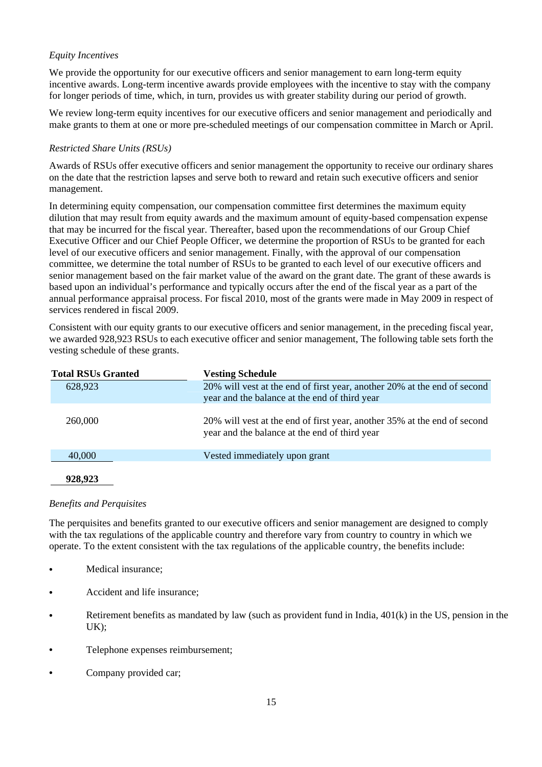*Equity Incentives*

We provide the opportunity for our executive officers and senior management to earn long-term equity incentive awards. Long-term incentive awards provide employees with the incentive to stay with the company for longer periods of time, which, in turn, provides us with greater stability during our period of growth.

We review long-term equity incentives for our executive officers and senior management and periodically and make grants to them at one or more pre-scheduled meetings of our compensation committee in March or April.

*Restricted Share Units (RSUs)*

Awards of RSUs offer executive officers and senior management the opportunity to receive our ordinary shares on the date that the restriction lapses and serve both to reward and retain such executive officers and senior management.

In determining equity compensation, our compensation committee first determines the maximum equity dilution that may result from equity awards and the maximum amount of equity-based compensation expense that may be incurred for the fiscal year. Thereafter, based upon the recommendations of our Group Chief Executive Officer and our Chief People Officer, we determine the proportion of RSUs to be granted for each level of our executive officers and senior management. Finally, with the approval of our compensation committee, we determine the total number of RSUs to be granted to each level of our executive officers and senior management based on the fair market value of the award on the grant date. The grant of these awards is based upon an individual's performance and typically occurs after the end of the fiscal year as a part of the annual performance appraisal process. For fiscal 2010, most of the grants were made in May 2009 in respect of services rendered in fiscal 2009.

Consistent with our equity grants to our executive officers and senior management, in the preceding fiscal year, we awarded 928,923 RSUs to each executive officer and senior management, The following table sets forth the vesting schedule of these grants.

| Total RSUs Granted | Vesting Schedule |
|---|---|
| 628,923 | 20% will vest at the end of first year, another 20% at the end of second year and the balance at the end of third year |
| 260,000 | 20% will vest at the end of first year, another 35% at the end of second year and the balance at the end of third year |
| 40,000 | Vested immediately upon grant |
| **928,923** | |

*Benefits and Perquisites*

The perquisites and benefits granted to our executive officers and senior management are designed to comply with the tax regulations of the applicable country and therefore vary from country to country in which we operate. To the extent consistent with the tax regulations of the applicable country, the benefits include:

- Medical insurance;
- Accident and life insurance;
- Retirement benefits as mandated by law (such as provident fund in India, 401(k) in the US, pension in the UK);
- Telephone expenses reimbursement;
- Company provided car;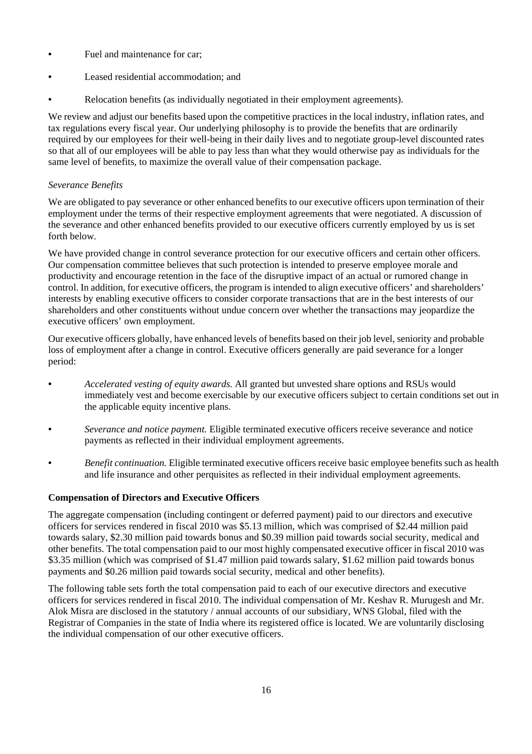- Fuel and maintenance for car;
- Leased residential accommodation; and
- Relocation benefits (as individually negotiated in their employment agreements).

We review and adjust our benefits based upon the competitive practices in the local industry, inflation rates, and tax regulations every fiscal year. Our underlying philosophy is to provide the benefits that are ordinarily required by our employees for their well-being in their daily lives and to negotiate group-level discounted rates so that all of our employees will be able to pay less than what they would otherwise pay as individuals for the same level of benefits, to maximize the overall value of their compensation package.

*Severance Benefits*

We are obligated to pay severance or other enhanced benefits to our executive officers upon termination of their employment under the terms of their respective employment agreements that were negotiated. A discussion of the severance and other enhanced benefits provided to our executive officers currently employed by us is set forth below.

We have provided change in control severance protection for our executive officers and certain other officers. Our compensation committee believes that such protection is intended to preserve employee morale and productivity and encourage retention in the face of the disruptive impact of an actual or rumored change in control. In addition, for executive officers, the program is intended to align executive officers' and shareholders' interests by enabling executive officers to consider corporate transactions that are in the best interests of our shareholders and other constituents without undue concern over whether the transactions may jeopardize the executive officers' own employment.

Our executive officers globally, have enhanced levels of benefits based on their job level, seniority and probable loss of employment after a change in control. Executive officers generally are paid severance for a longer period:

- *Accelerated vesting of equity awards.* All granted but unvested share options and RSUs would immediately vest and become exercisable by our executive officers subject to certain conditions set out in the applicable equity incentive plans.
- *Severance and notice payment.* Eligible terminated executive officers receive severance and notice payments as reflected in their individual employment agreements.
- *Benefit continuation.* Eligible terminated executive officers receive basic employee benefits such as health and life insurance and other perquisites as reflected in their individual employment agreements.

**Compensation of Directors and Executive Officers**

The aggregate compensation (including contingent or deferred payment) paid to our directors and executive officers for services rendered in fiscal 2010 was $5.13 million, which was comprised of $2.44 million paid towards salary, $2.30 million paid towards bonus and $0.39 million paid towards social security, medical and other benefits. The total compensation paid to our most highly compensated executive officer in fiscal 2010 was $3.35 million (which was comprised of $1.47 million paid towards salary, $1.62 million paid towards bonus payments and $0.26 million paid towards social security, medical and other benefits).

The following table sets forth the total compensation paid to each of our executive directors and executive officers for services rendered in fiscal 2010. The individual compensation of Mr. Keshav R. Murugesh and Mr. Alok Misra are disclosed in the statutory / annual accounts of our subsidiary, WNS Global, filed with the Registrar of Companies in the state of India where its registered office is located. We are voluntarily disclosing the individual compensation of our other executive officers.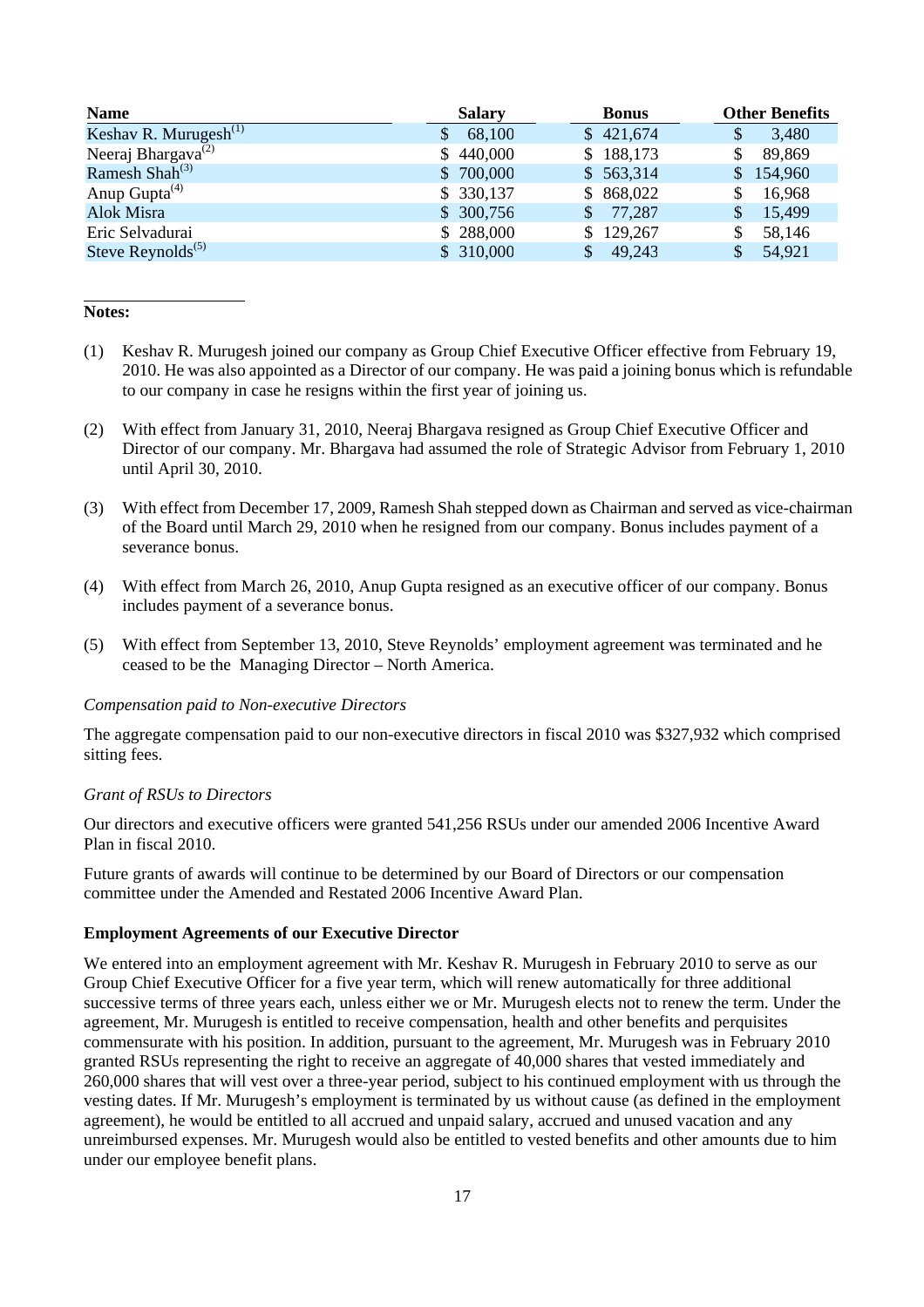| Name | Salary | Bonus | Other Benefits |
|---|---|---|---|
| Keshav R. Murugesh[(1)] | $ 68,100 | $ 421,674 | $ 3,480 |
| Neeraj Bhargava[(2)] | $ 440,000 | $ 188,173 | $ 89,869 |
| Ramesh Shah[(3)] | $ 700,000 | $ 563,314 | $ 154,960 |
| Anup Gupta[(4)] | $ 330,137 | $ 868,022 | $ 16,968 |
| Alok Misra | $ 300,756 | $ 77,287 | $ 15,499 |
| Eric Selvadurai | $ 288,000 | $ 129,267 | $ 58,146 |
| Steve Reynolds[(5)] | $ 310,000 | $ 49,243 | $ 54,921 |

**Notes:**

(1) Keshav R. Murugesh joined our company as Group Chief Executive Officer effective from February 19, 2010. He was also appointed as a Director of our company. He was paid a joining bonus which is refundable to our company in case he resigns within the first year of joining us.

(2) With effect from January 31, 2010, Neeraj Bhargava resigned as Group Chief Executive Officer and Director of our company. Mr. Bhargava had assumed the role of Strategic Advisor from February 1, 2010 until April 30, 2010.

(3) With effect from December 17, 2009, Ramesh Shah stepped down as Chairman and served as vice-chairman of the Board until March 29, 2010 when he resigned from our company. Bonus includes payment of a severance bonus.

(4) With effect from March 26, 2010, Anup Gupta resigned as an executive officer of our company. Bonus includes payment of a severance bonus.

(5) With effect from September 13, 2010, Steve Reynolds' employment agreement was terminated and he ceased to be the Managing Director – North America.

*Compensation paid to Non-executive Directors*

The aggregate compensation paid to our non-executive directors in fiscal 2010 was $327,932 which comprised sitting fees.

*Grant of RSUs to Directors*

Our directors and executive officers were granted 541,256 RSUs under our amended 2006 Incentive Award Plan in fiscal 2010.

Future grants of awards will continue to be determined by our Board of Directors or our compensation committee under the Amended and Restated 2006 Incentive Award Plan.

**Employment Agreements of our Executive Director**

We entered into an employment agreement with Mr. Keshav R. Murugesh in February 2010 to serve as our Group Chief Executive Officer for a five year term, which will renew automatically for three additional successive terms of three years each, unless either we or Mr. Murugesh elects not to renew the term. Under the agreement, Mr. Murugesh is entitled to receive compensation, health and other benefits and perquisites commensurate with his position. In addition, pursuant to the agreement, Mr. Murugesh was in February 2010 granted RSUs representing the right to receive an aggregate of 40,000 shares that vested immediately and 260,000 shares that will vest over a three-year period, subject to his continued employment with us through the vesting dates. If Mr. Murugesh's employment is terminated by us without cause (as defined in the employment agreement), he would be entitled to all accrued and unpaid salary, accrued and unused vacation and any unreimbursed expenses. Mr. Murugesh would also be entitled to vested benefits and other amounts due to him under our employee benefit plans.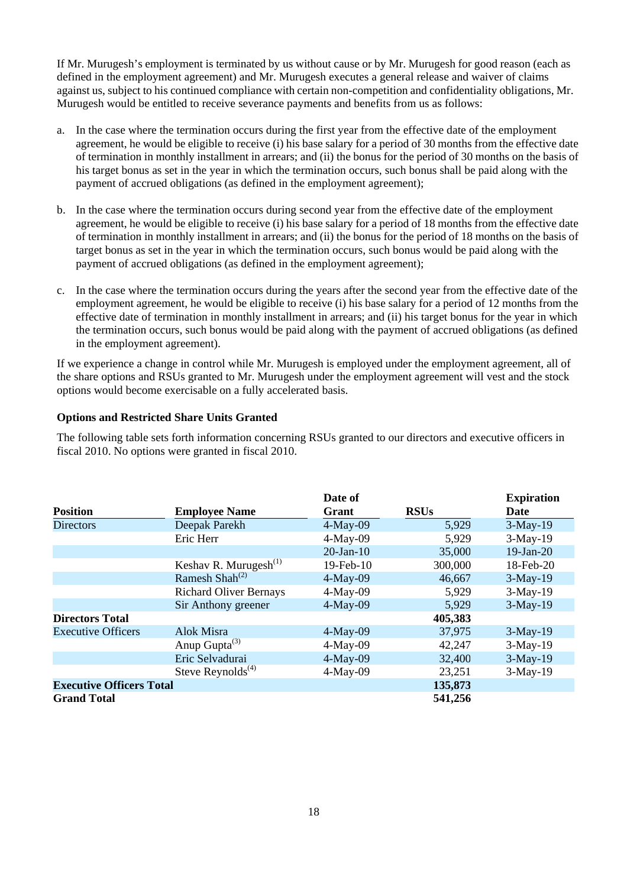If Mr. Murugesh's employment is terminated by us without cause or by Mr. Murugesh for good reason (each as defined in the employment agreement) and Mr. Murugesh executes a general release and waiver of claims against us, subject to his continued compliance with certain non-competition and confidentiality obligations, Mr. Murugesh would be entitled to receive severance payments and benefits from us as follows:

a. In the case where the termination occurs during the first year from the effective date of the employment agreement, he would be eligible to receive (i) his base salary for a period of 30 months from the effective date of termination in monthly installment in arrears; and (ii) the bonus for the period of 30 months on the basis of his target bonus as set in the year in which the termination occurs, such bonus shall be paid along with the payment of accrued obligations (as defined in the employment agreement);

b. In the case where the termination occurs during second year from the effective date of the employment agreement, he would be eligible to receive (i) his base salary for a period of 18 months from the effective date of termination in monthly installment in arrears; and (ii) the bonus for the period of 18 months on the basis of target bonus as set in the year in which the termination occurs, such bonus would be paid along with the payment of accrued obligations (as defined in the employment agreement);

c. In the case where the termination occurs during the years after the second year from the effective date of the employment agreement, he would be eligible to receive (i) his base salary for a period of 12 months from the effective date of termination in monthly installment in arrears; and (ii) his target bonus for the year in which the termination occurs, such bonus would be paid along with the payment of accrued obligations (as defined in the employment agreement).

If we experience a change in control while Mr. Murugesh is employed under the employment agreement, all of the share options and RSUs granted to Mr. Murugesh under the employment agreement will vest and the stock options would become exercisable on a fully accelerated basis.

**Options and Restricted Share Units Granted**

The following table sets forth information concerning RSUs granted to our directors and executive officers in fiscal 2010. No options were granted in fiscal 2010.

| Position | Employee Name | Date of Grant | RSUs | Expiration Date |
|---|---|---|---|---|
| Directors | Deepak Parekh | 4-May-09 | 5,929 | 3-May-19 |
| | Eric Herr | 4-May-09 | 5,929 | 3-May-19 |
| | | 20-Jan-10 | 35,000 | 19-Jan-20 |
| | Keshav R. Murugesh[(1)] | 19-Feb-10 | 300,000 | 18-Feb-20 |
| | Ramesh Shah[(2)] | 4-May-09 | 46,667 | 3-May-19 |
| | Richard Oliver Bernays | 4-May-09 | 5,929 | 3-May-19 |
| | Sir Anthony greener | 4-May-09 | 5,929 | 3-May-19 |
| **Directors Total** | | | **405,383** | |
| Executive Officers | Alok Misra | 4-May-09 | 37,975 | 3-May-19 |
| | Anup Gupta[(3)] | 4-May-09 | 42,247 | 3-May-19 |
| | Eric Selvadurai | 4-May-09 | 32,400 | 3-May-19 |
| | Steve Reynolds[(4)] | 4-May-09 | 23,251 | 3-May-19 |
| **Executive Officers Total** | | | **135,873** | |
| **Grand Total** | | | **541,256** | |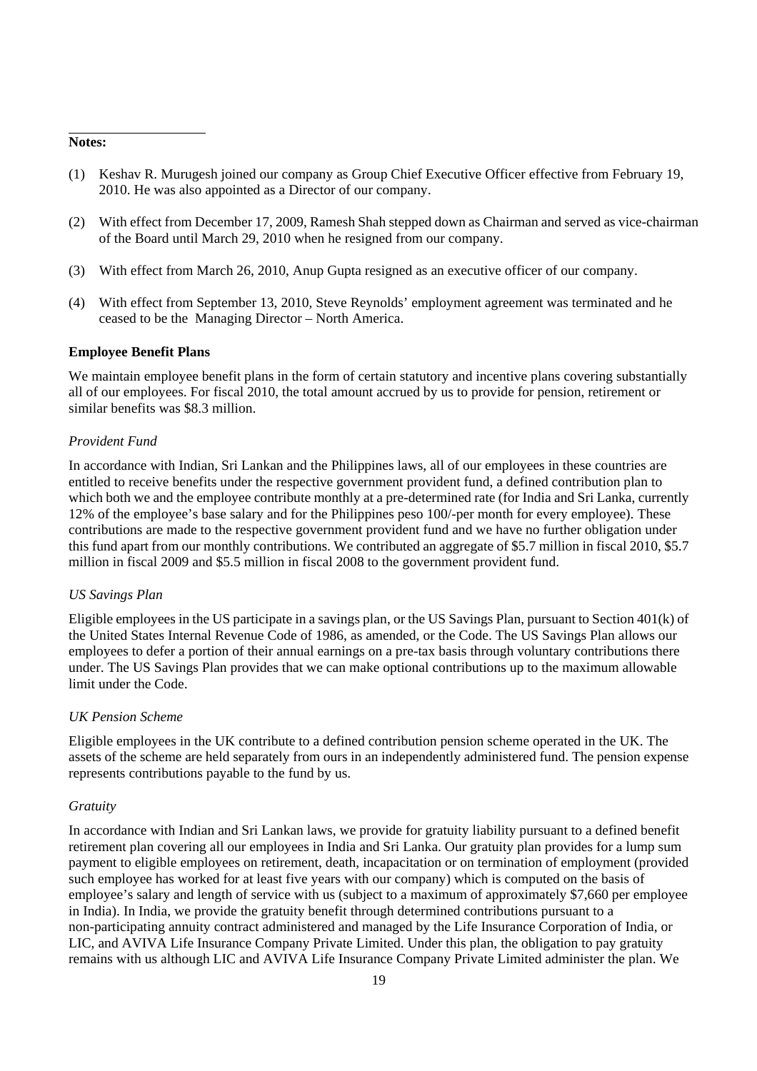**Notes:**

(1) Keshav R. Murugesh joined our company as Group Chief Executive Officer effective from February 19, 2010. He was also appointed as a Director of our company.

(2) With effect from December 17, 2009, Ramesh Shah stepped down as Chairman and served as vice-chairman of the Board until March 29, 2010 when he resigned from our company.

(3) With effect from March 26, 2010, Anup Gupta resigned as an executive officer of our company.

(4) With effect from September 13, 2010, Steve Reynolds' employment agreement was terminated and he ceased to be the Managing Director – North America.

**Employee Benefit Plans**

We maintain employee benefit plans in the form of certain statutory and incentive plans covering substantially all of our employees. For fiscal 2010, the total amount accrued by us to provide for pension, retirement or similar benefits was $8.3 million.

*Provident Fund*

In accordance with Indian, Sri Lankan and the Philippines laws, all of our employees in these countries are entitled to receive benefits under the respective government provident fund, a defined contribution plan to which both we and the employee contribute monthly at a pre-determined rate (for India and Sri Lanka, currently 12% of the employee's base salary and for the Philippines peso 100/-per month for every employee). These contributions are made to the respective government provident fund and we have no further obligation under this fund apart from our monthly contributions. We contributed an aggregate of $5.7 million in fiscal 2010, $5.7 million in fiscal 2009 and $5.5 million in fiscal 2008 to the government provident fund.

*US Savings Plan*

Eligible employees in the US participate in a savings plan, or the US Savings Plan, pursuant to Section 401(k) of the United States Internal Revenue Code of 1986, as amended, or the Code. The US Savings Plan allows our employees to defer a portion of their annual earnings on a pre-tax basis through voluntary contributions there under. The US Savings Plan provides that we can make optional contributions up to the maximum allowable limit under the Code.

*UK Pension Scheme*

Eligible employees in the UK contribute to a defined contribution pension scheme operated in the UK. The assets of the scheme are held separately from ours in an independently administered fund. The pension expense represents contributions payable to the fund by us.

*Gratuity*

In accordance with Indian and Sri Lankan laws, we provide for gratuity liability pursuant to a defined benefit retirement plan covering all our employees in India and Sri Lanka. Our gratuity plan provides for a lump sum payment to eligible employees on retirement, death, incapacitation or on termination of employment (provided such employee has worked for at least five years with our company) which is computed on the basis of employee's salary and length of service with us (subject to a maximum of approximately $7,660 per employee in India). In India, we provide the gratuity benefit through determined contributions pursuant to a non-participating annuity contract administered and managed by the Life Insurance Corporation of India, or LIC, and AVIVA Life Insurance Company Private Limited. Under this plan, the obligation to pay gratuity remains with us although LIC and AVIVA Life Insurance Company Private Limited administer the plan. We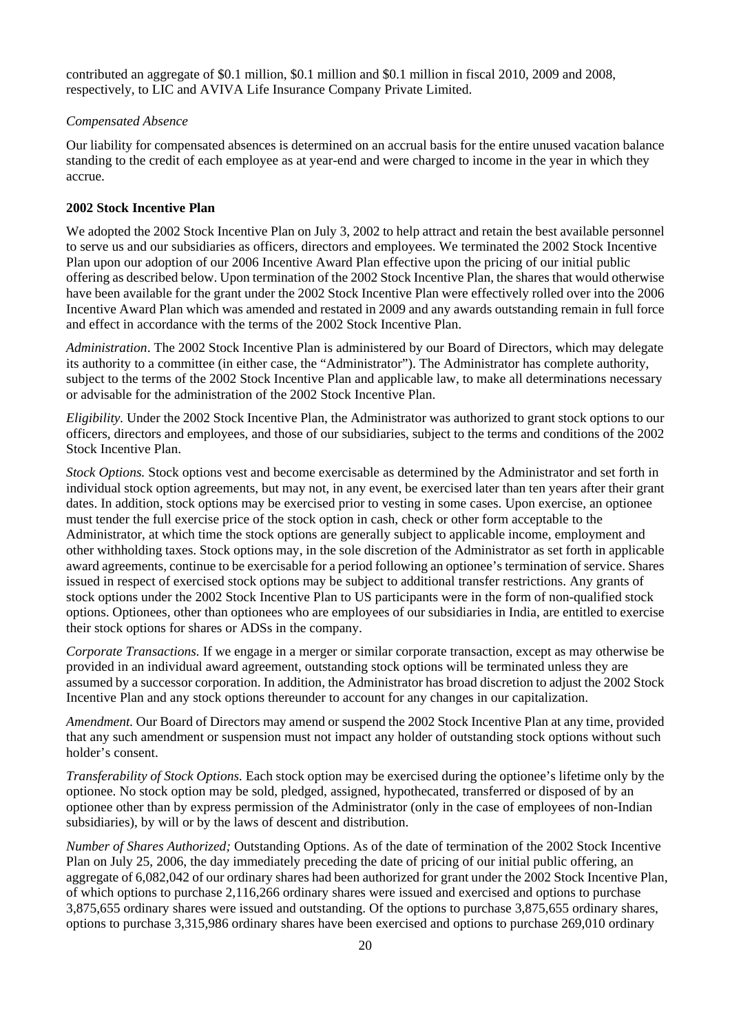contributed an aggregate of $0.1 million, $0.1 million and $0.1 million in fiscal 2010, 2009 and 2008, respectively, to LIC and AVIVA Life Insurance Company Private Limited.

*Compensated Absence*

Our liability for compensated absences is determined on an accrual basis for the entire unused vacation balance standing to the credit of each employee as at year-end and were charged to income in the year in which they accrue.

**2002 Stock Incentive Plan**

We adopted the 2002 Stock Incentive Plan on July 3, 2002 to help attract and retain the best available personnel to serve us and our subsidiaries as officers, directors and employees. We terminated the 2002 Stock Incentive Plan upon our adoption of our 2006 Incentive Award Plan effective upon the pricing of our initial public offering as described below. Upon termination of the 2002 Stock Incentive Plan, the shares that would otherwise have been available for the grant under the 2002 Stock Incentive Plan were effectively rolled over into the 2006 Incentive Award Plan which was amended and restated in 2009 and any awards outstanding remain in full force and effect in accordance with the terms of the 2002 Stock Incentive Plan.

*Administration*. The 2002 Stock Incentive Plan is administered by our Board of Directors, which may delegate its authority to a committee (in either case, the "Administrator"). The Administrator has complete authority, subject to the terms of the 2002 Stock Incentive Plan and applicable law, to make all determinations necessary or advisable for the administration of the 2002 Stock Incentive Plan.

*Eligibility.* Under the 2002 Stock Incentive Plan, the Administrator was authorized to grant stock options to our officers, directors and employees, and those of our subsidiaries, subject to the terms and conditions of the 2002 Stock Incentive Plan.

*Stock Options.* Stock options vest and become exercisable as determined by the Administrator and set forth in individual stock option agreements, but may not, in any event, be exercised later than ten years after their grant dates. In addition, stock options may be exercised prior to vesting in some cases. Upon exercise, an optionee must tender the full exercise price of the stock option in cash, check or other form acceptable to the Administrator, at which time the stock options are generally subject to applicable income, employment and other withholding taxes. Stock options may, in the sole discretion of the Administrator as set forth in applicable award agreements, continue to be exercisable for a period following an optionee's termination of service. Shares issued in respect of exercised stock options may be subject to additional transfer restrictions. Any grants of stock options under the 2002 Stock Incentive Plan to US participants were in the form of non-qualified stock options. Optionees, other than optionees who are employees of our subsidiaries in India, are entitled to exercise their stock options for shares or ADSs in the company.

*Corporate Transactions.* If we engage in a merger or similar corporate transaction, except as may otherwise be provided in an individual award agreement, outstanding stock options will be terminated unless they are assumed by a successor corporation. In addition, the Administrator has broad discretion to adjust the 2002 Stock Incentive Plan and any stock options thereunder to account for any changes in our capitalization.

*Amendment.* Our Board of Directors may amend or suspend the 2002 Stock Incentive Plan at any time, provided that any such amendment or suspension must not impact any holder of outstanding stock options without such holder's consent.

*Transferability of Stock Options.* Each stock option may be exercised during the optionee's lifetime only by the optionee. No stock option may be sold, pledged, assigned, hypothecated, transferred or disposed of by an optionee other than by express permission of the Administrator (only in the case of employees of non-Indian subsidiaries), by will or by the laws of descent and distribution.

*Number of Shares Authorized;* Outstanding Options. As of the date of termination of the 2002 Stock Incentive Plan on July 25, 2006, the day immediately preceding the date of pricing of our initial public offering, an aggregate of 6,082,042 of our ordinary shares had been authorized for grant under the 2002 Stock Incentive Plan, of which options to purchase 2,116,266 ordinary shares were issued and exercised and options to purchase 3,875,655 ordinary shares were issued and outstanding. Of the options to purchase 3,875,655 ordinary shares, options to purchase 3,315,986 ordinary shares have been exercised and options to purchase 269,010 ordinary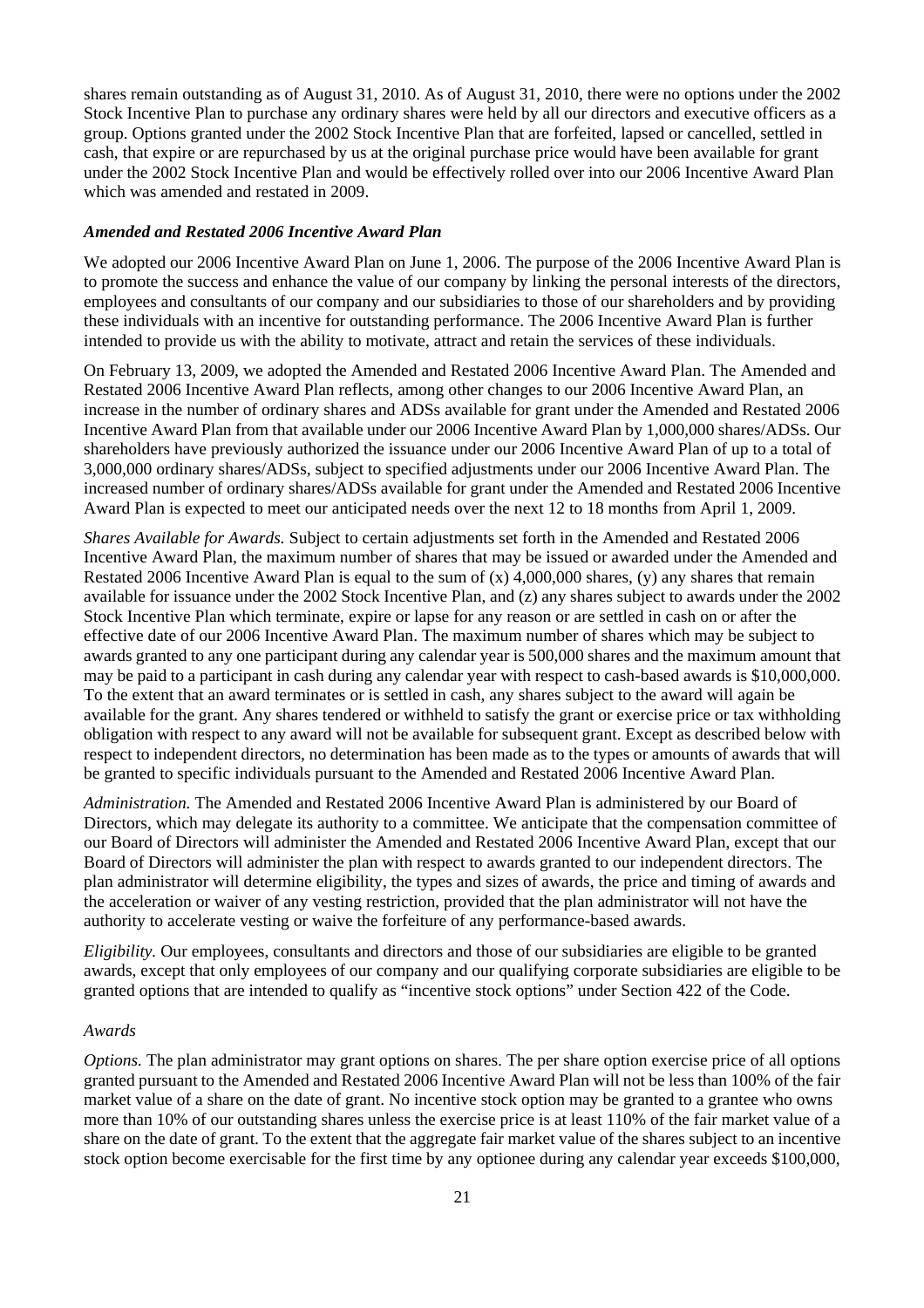shares remain outstanding as of August 31, 2010. As of August 31, 2010, there were no options under the 2002 Stock Incentive Plan to purchase any ordinary shares were held by all our directors and executive officers as a group. Options granted under the 2002 Stock Incentive Plan that are forfeited, lapsed or cancelled, settled in cash, that expire or are repurchased by us at the original purchase price would have been available for grant under the 2002 Stock Incentive Plan and would be effectively rolled over into our 2006 Incentive Award Plan which was amended and restated in 2009.

### *Amended and Restated 2006 Incentive Award Plan*

We adopted our 2006 Incentive Award Plan on June 1, 2006. The purpose of the 2006 Incentive Award Plan is to promote the success and enhance the value of our company by linking the personal interests of the directors, employees and consultants of our company and our subsidiaries to those of our shareholders and by providing these individuals with an incentive for outstanding performance. The 2006 Incentive Award Plan is further intended to provide us with the ability to motivate, attract and retain the services of these individuals.

On February 13, 2009, we adopted the Amended and Restated 2006 Incentive Award Plan. The Amended and Restated 2006 Incentive Award Plan reflects, among other changes to our 2006 Incentive Award Plan, an increase in the number of ordinary shares and ADSs available for grant under the Amended and Restated 2006 Incentive Award Plan from that available under our 2006 Incentive Award Plan by 1,000,000 shares/ADSs. Our shareholders have previously authorized the issuance under our 2006 Incentive Award Plan of up to a total of 3,000,000 ordinary shares/ADSs, subject to specified adjustments under our 2006 Incentive Award Plan. The increased number of ordinary shares/ADSs available for grant under the Amended and Restated 2006 Incentive Award Plan is expected to meet our anticipated needs over the next 12 to 18 months from April 1, 2009.

*Shares Available for Awards.* Subject to certain adjustments set forth in the Amended and Restated 2006 Incentive Award Plan, the maximum number of shares that may be issued or awarded under the Amended and Restated 2006 Incentive Award Plan is equal to the sum of (x) 4,000,000 shares, (y) any shares that remain available for issuance under the 2002 Stock Incentive Plan, and (z) any shares subject to awards under the 2002 Stock Incentive Plan which terminate, expire or lapse for any reason or are settled in cash on or after the effective date of our 2006 Incentive Award Plan. The maximum number of shares which may be subject to awards granted to any one participant during any calendar year is 500,000 shares and the maximum amount that may be paid to a participant in cash during any calendar year with respect to cash-based awards is $10,000,000. To the extent that an award terminates or is settled in cash, any shares subject to the award will again be available for the grant. Any shares tendered or withheld to satisfy the grant or exercise price or tax withholding obligation with respect to any award will not be available for subsequent grant. Except as described below with respect to independent directors, no determination has been made as to the types or amounts of awards that will be granted to specific individuals pursuant to the Amended and Restated 2006 Incentive Award Plan.

*Administration.* The Amended and Restated 2006 Incentive Award Plan is administered by our Board of Directors, which may delegate its authority to a committee. We anticipate that the compensation committee of our Board of Directors will administer the Amended and Restated 2006 Incentive Award Plan, except that our Board of Directors will administer the plan with respect to awards granted to our independent directors. The plan administrator will determine eligibility, the types and sizes of awards, the price and timing of awards and the acceleration or waiver of any vesting restriction, provided that the plan administrator will not have the authority to accelerate vesting or waive the forfeiture of any performance-based awards.

*Eligibility.* Our employees, consultants and directors and those of our subsidiaries are eligible to be granted awards, except that only employees of our company and our qualifying corporate subsidiaries are eligible to be granted options that are intended to qualify as "incentive stock options" under Section 422 of the Code.

*Awards*

*Options.* The plan administrator may grant options on shares. The per share option exercise price of all options granted pursuant to the Amended and Restated 2006 Incentive Award Plan will not be less than 100% of the fair market value of a share on the date of grant. No incentive stock option may be granted to a grantee who owns more than 10% of our outstanding shares unless the exercise price is at least 110% of the fair market value of a share on the date of grant. To the extent that the aggregate fair market value of the shares subject to an incentive stock option become exercisable for the first time by any optionee during any calendar year exceeds $100,000,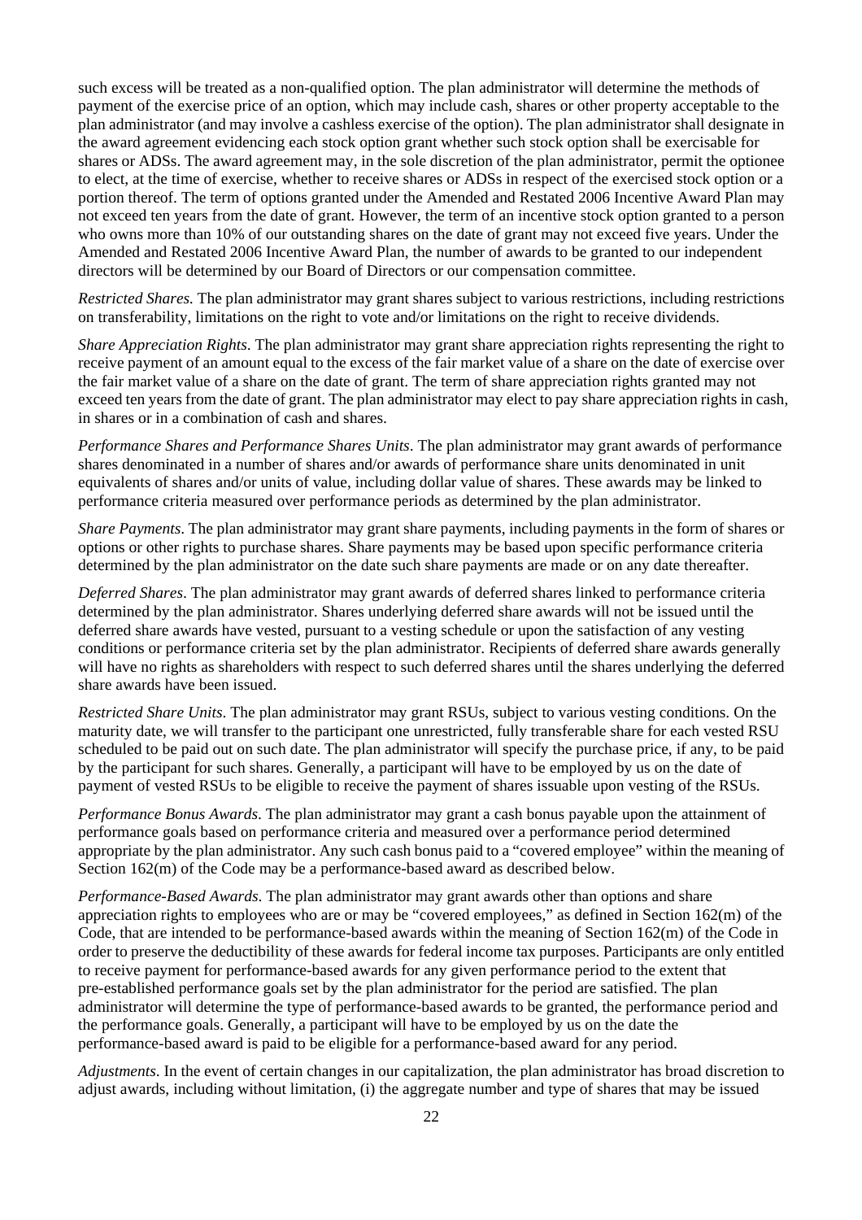such excess will be treated as a non-qualified option. The plan administrator will determine the methods of payment of the exercise price of an option, which may include cash, shares or other property acceptable to the plan administrator (and may involve a cashless exercise of the option). The plan administrator shall designate in the award agreement evidencing each stock option grant whether such stock option shall be exercisable for shares or ADSs. The award agreement may, in the sole discretion of the plan administrator, permit the optionee to elect, at the time of exercise, whether to receive shares or ADSs in respect of the exercised stock option or a portion thereof. The term of options granted under the Amended and Restated 2006 Incentive Award Plan may not exceed ten years from the date of grant. However, the term of an incentive stock option granted to a person who owns more than 10% of our outstanding shares on the date of grant may not exceed five years. Under the Amended and Restated 2006 Incentive Award Plan, the number of awards to be granted to our independent directors will be determined by our Board of Directors or our compensation committee.

*Restricted Shares.* The plan administrator may grant shares subject to various restrictions, including restrictions on transferability, limitations on the right to vote and/or limitations on the right to receive dividends.

*Share Appreciation Rights*. The plan administrator may grant share appreciation rights representing the right to receive payment of an amount equal to the excess of the fair market value of a share on the date of exercise over the fair market value of a share on the date of grant. The term of share appreciation rights granted may not exceed ten years from the date of grant. The plan administrator may elect to pay share appreciation rights in cash, in shares or in a combination of cash and shares.

*Performance Shares and Performance Shares Units*. The plan administrator may grant awards of performance shares denominated in a number of shares and/or awards of performance share units denominated in unit equivalents of shares and/or units of value, including dollar value of shares. These awards may be linked to performance criteria measured over performance periods as determined by the plan administrator.

*Share Payments*. The plan administrator may grant share payments, including payments in the form of shares or options or other rights to purchase shares. Share payments may be based upon specific performance criteria determined by the plan administrator on the date such share payments are made or on any date thereafter.

*Deferred Shares*. The plan administrator may grant awards of deferred shares linked to performance criteria determined by the plan administrator. Shares underlying deferred share awards will not be issued until the deferred share awards have vested, pursuant to a vesting schedule or upon the satisfaction of any vesting conditions or performance criteria set by the plan administrator. Recipients of deferred share awards generally will have no rights as shareholders with respect to such deferred shares until the shares underlying the deferred share awards have been issued.

*Restricted Share Units*. The plan administrator may grant RSUs, subject to various vesting conditions. On the maturity date, we will transfer to the participant one unrestricted, fully transferable share for each vested RSU scheduled to be paid out on such date. The plan administrator will specify the purchase price, if any, to be paid by the participant for such shares. Generally, a participant will have to be employed by us on the date of payment of vested RSUs to be eligible to receive the payment of shares issuable upon vesting of the RSUs.

*Performance Bonus Awards*. The plan administrator may grant a cash bonus payable upon the attainment of performance goals based on performance criteria and measured over a performance period determined appropriate by the plan administrator. Any such cash bonus paid to a "covered employee" within the meaning of Section 162(m) of the Code may be a performance-based award as described below.

*Performance-Based Awards*. The plan administrator may grant awards other than options and share appreciation rights to employees who are or may be "covered employees," as defined in Section 162(m) of the Code, that are intended to be performance-based awards within the meaning of Section 162(m) of the Code in order to preserve the deductibility of these awards for federal income tax purposes. Participants are only entitled to receive payment for performance-based awards for any given performance period to the extent that pre-established performance goals set by the plan administrator for the period are satisfied. The plan administrator will determine the type of performance-based awards to be granted, the performance period and the performance goals. Generally, a participant will have to be employed by us on the date the performance-based award is paid to be eligible for a performance-based award for any period.

*Adjustments*. In the event of certain changes in our capitalization, the plan administrator has broad discretion to adjust awards, including without limitation, (i) the aggregate number and type of shares that may be issued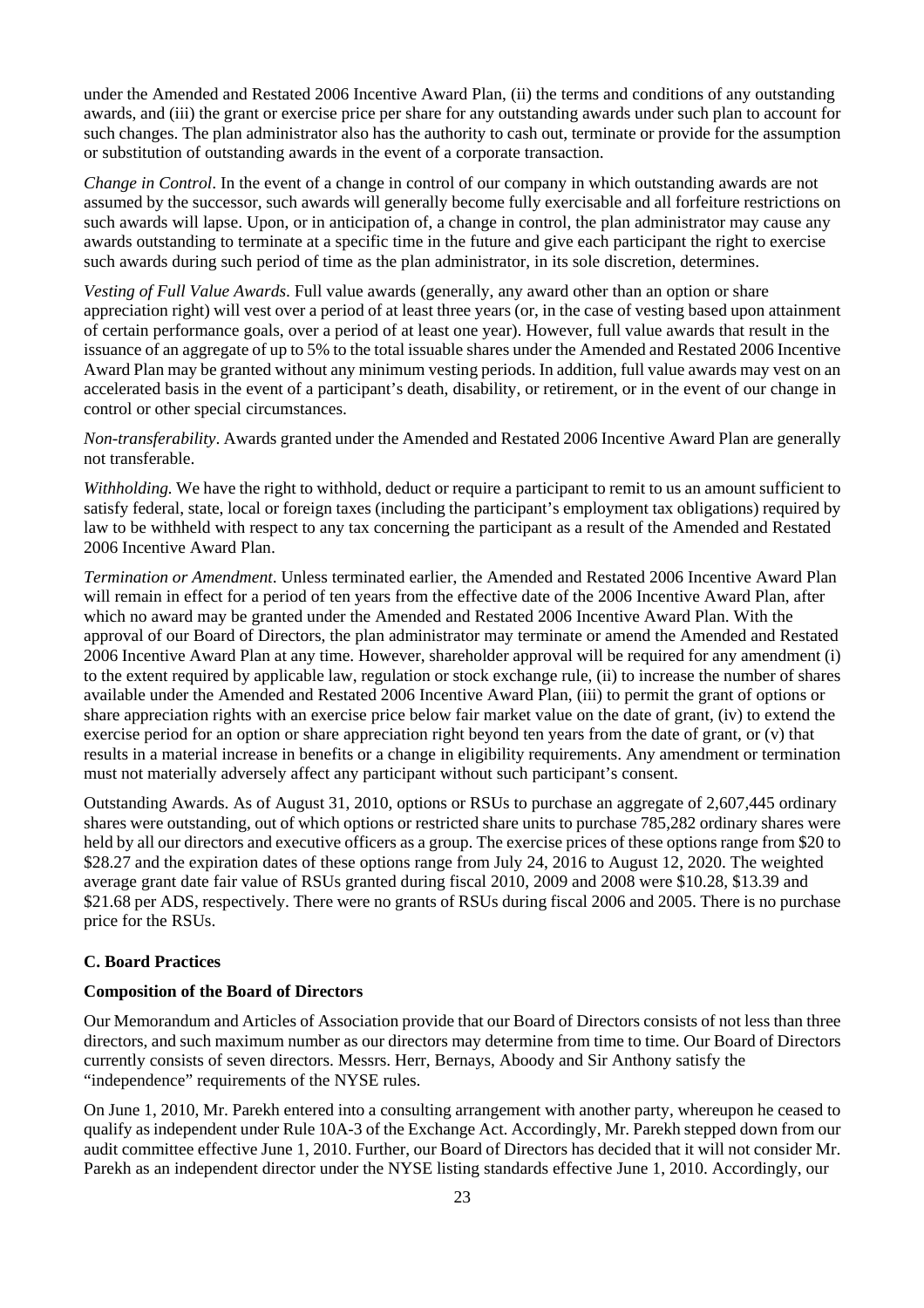under the Amended and Restated 2006 Incentive Award Plan, (ii) the terms and conditions of any outstanding awards, and (iii) the grant or exercise price per share for any outstanding awards under such plan to account for such changes. The plan administrator also has the authority to cash out, terminate or provide for the assumption or substitution of outstanding awards in the event of a corporate transaction.

*Change in Control*. In the event of a change in control of our company in which outstanding awards are not assumed by the successor, such awards will generally become fully exercisable and all forfeiture restrictions on such awards will lapse. Upon, or in anticipation of, a change in control, the plan administrator may cause any awards outstanding to terminate at a specific time in the future and give each participant the right to exercise such awards during such period of time as the plan administrator, in its sole discretion, determines.

*Vesting of Full Value Awards*. Full value awards (generally, any award other than an option or share appreciation right) will vest over a period of at least three years (or, in the case of vesting based upon attainment of certain performance goals, over a period of at least one year). However, full value awards that result in the issuance of an aggregate of up to 5% to the total issuable shares under the Amended and Restated 2006 Incentive Award Plan may be granted without any minimum vesting periods. In addition, full value awards may vest on an accelerated basis in the event of a participant's death, disability, or retirement, or in the event of our change in control or other special circumstances.

*Non-transferability*. Awards granted under the Amended and Restated 2006 Incentive Award Plan are generally not transferable.

*Withholding.* We have the right to withhold, deduct or require a participant to remit to us an amount sufficient to satisfy federal, state, local or foreign taxes (including the participant's employment tax obligations) required by law to be withheld with respect to any tax concerning the participant as a result of the Amended and Restated 2006 Incentive Award Plan.

*Termination or Amendment*. Unless terminated earlier, the Amended and Restated 2006 Incentive Award Plan will remain in effect for a period of ten years from the effective date of the 2006 Incentive Award Plan, after which no award may be granted under the Amended and Restated 2006 Incentive Award Plan. With the approval of our Board of Directors, the plan administrator may terminate or amend the Amended and Restated 2006 Incentive Award Plan at any time. However, shareholder approval will be required for any amendment (i) to the extent required by applicable law, regulation or stock exchange rule, (ii) to increase the number of shares available under the Amended and Restated 2006 Incentive Award Plan, (iii) to permit the grant of options or share appreciation rights with an exercise price below fair market value on the date of grant, (iv) to extend the exercise period for an option or share appreciation right beyond ten years from the date of grant, or (v) that results in a material increase in benefits or a change in eligibility requirements. Any amendment or termination must not materially adversely affect any participant without such participant's consent.

Outstanding Awards. As of August 31, 2010, options or RSUs to purchase an aggregate of 2,607,445 ordinary shares were outstanding, out of which options or restricted share units to purchase 785,282 ordinary shares were held by all our directors and executive officers as a group. The exercise prices of these options range from $20 to $28.27 and the expiration dates of these options range from July 24, 2016 to August 12, 2020. The weighted average grant date fair value of RSUs granted during fiscal 2010, 2009 and 2008 were $10.28, $13.39 and $21.68 per ADS, respectively. There were no grants of RSUs during fiscal 2006 and 2005. There is no purchase price for the RSUs.

### C. Board Practices

#### Composition of the Board of Directors

Our Memorandum and Articles of Association provide that our Board of Directors consists of not less than three directors, and such maximum number as our directors may determine from time to time. Our Board of Directors currently consists of seven directors. Messrs. Herr, Bernays, Aboody and Sir Anthony satisfy the "independence" requirements of the NYSE rules.

On June 1, 2010, Mr. Parekh entered into a consulting arrangement with another party, whereupon he ceased to qualify as independent under Rule 10A-3 of the Exchange Act. Accordingly, Mr. Parekh stepped down from our audit committee effective June 1, 2010. Further, our Board of Directors has decided that it will not consider Mr. Parekh as an independent director under the NYSE listing standards effective June 1, 2010. Accordingly, our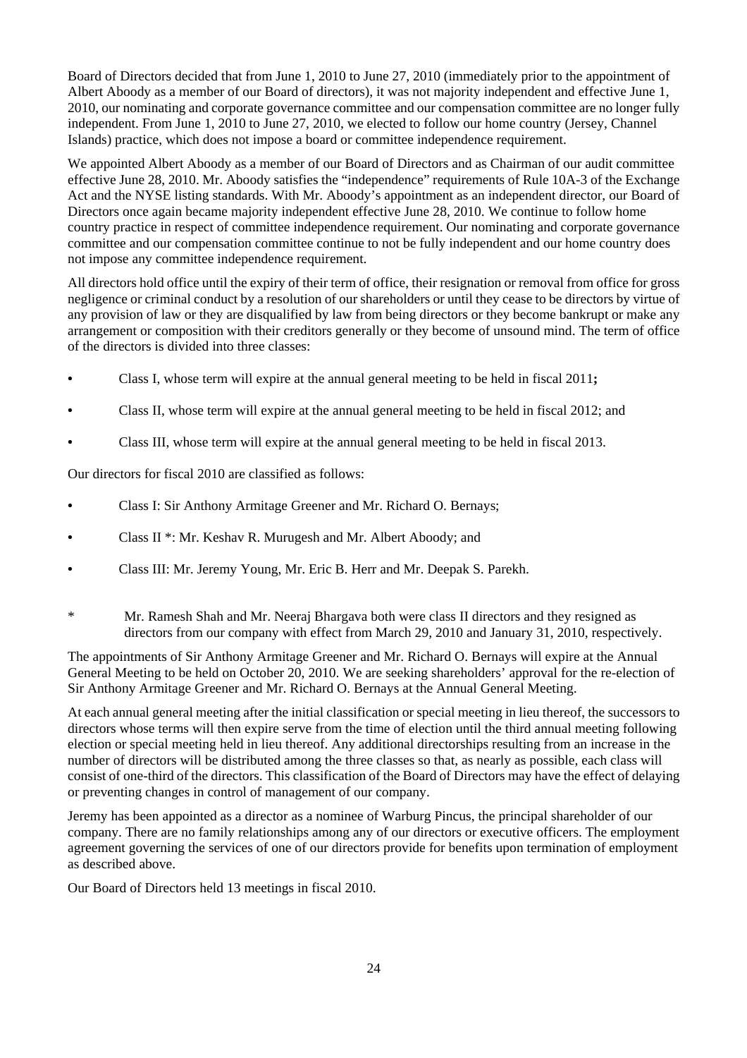Board of Directors decided that from June 1, 2010 to June 27, 2010 (immediately prior to the appointment of Albert Aboody as a member of our Board of directors), it was not majority independent and effective June 1, 2010, our nominating and corporate governance committee and our compensation committee are no longer fully independent. From June 1, 2010 to June 27, 2010, we elected to follow our home country (Jersey, Channel Islands) practice, which does not impose a board or committee independence requirement.

We appointed Albert Aboody as a member of our Board of Directors and as Chairman of our audit committee effective June 28, 2010. Mr. Aboody satisfies the "independence" requirements of Rule 10A-3 of the Exchange Act and the NYSE listing standards. With Mr. Aboody's appointment as an independent director, our Board of Directors once again became majority independent effective June 28, 2010. We continue to follow home country practice in respect of committee independence requirement. Our nominating and corporate governance committee and our compensation committee continue to not be fully independent and our home country does not impose any committee independence requirement.

All directors hold office until the expiry of their term of office, their resignation or removal from office for gross negligence or criminal conduct by a resolution of our shareholders or until they cease to be directors by virtue of any provision of law or they are disqualified by law from being directors or they become bankrupt or make any arrangement or composition with their creditors generally or they become of unsound mind. The term of office of the directors is divided into three classes:

- Class I, whose term will expire at the annual general meeting to be held in fiscal 2011**;**
- Class II, whose term will expire at the annual general meeting to be held in fiscal 2012; and
- Class III, whose term will expire at the annual general meeting to be held in fiscal 2013.

Our directors for fiscal 2010 are classified as follows:

- Class I: Sir Anthony Armitage Greener and Mr. Richard O. Bernays;
- Class II *: Mr. Keshav R. Murugesh and Mr. Albert Aboody; and
- Class III: Mr. Jeremy Young, Mr. Eric B. Herr and Mr. Deepak S. Parekh.

\* Mr. Ramesh Shah and Mr. Neeraj Bhargava both were class II directors and they resigned as directors from our company with effect from March 29, 2010 and January 31, 2010, respectively.

The appointments of Sir Anthony Armitage Greener and Mr. Richard O. Bernays will expire at the Annual General Meeting to be held on October 20, 2010. We are seeking shareholders' approval for the re-election of Sir Anthony Armitage Greener and Mr. Richard O. Bernays at the Annual General Meeting.

At each annual general meeting after the initial classification or special meeting in lieu thereof, the successors to directors whose terms will then expire serve from the time of election until the third annual meeting following election or special meeting held in lieu thereof. Any additional directorships resulting from an increase in the number of directors will be distributed among the three classes so that, as nearly as possible, each class will consist of one-third of the directors. This classification of the Board of Directors may have the effect of delaying or preventing changes in control of management of our company.

Jeremy has been appointed as a director as a nominee of Warburg Pincus, the principal shareholder of our company. There are no family relationships among any of our directors or executive officers. The employment agreement governing the services of one of our directors provide for benefits upon termination of employment as described above.

Our Board of Directors held 13 meetings in fiscal 2010.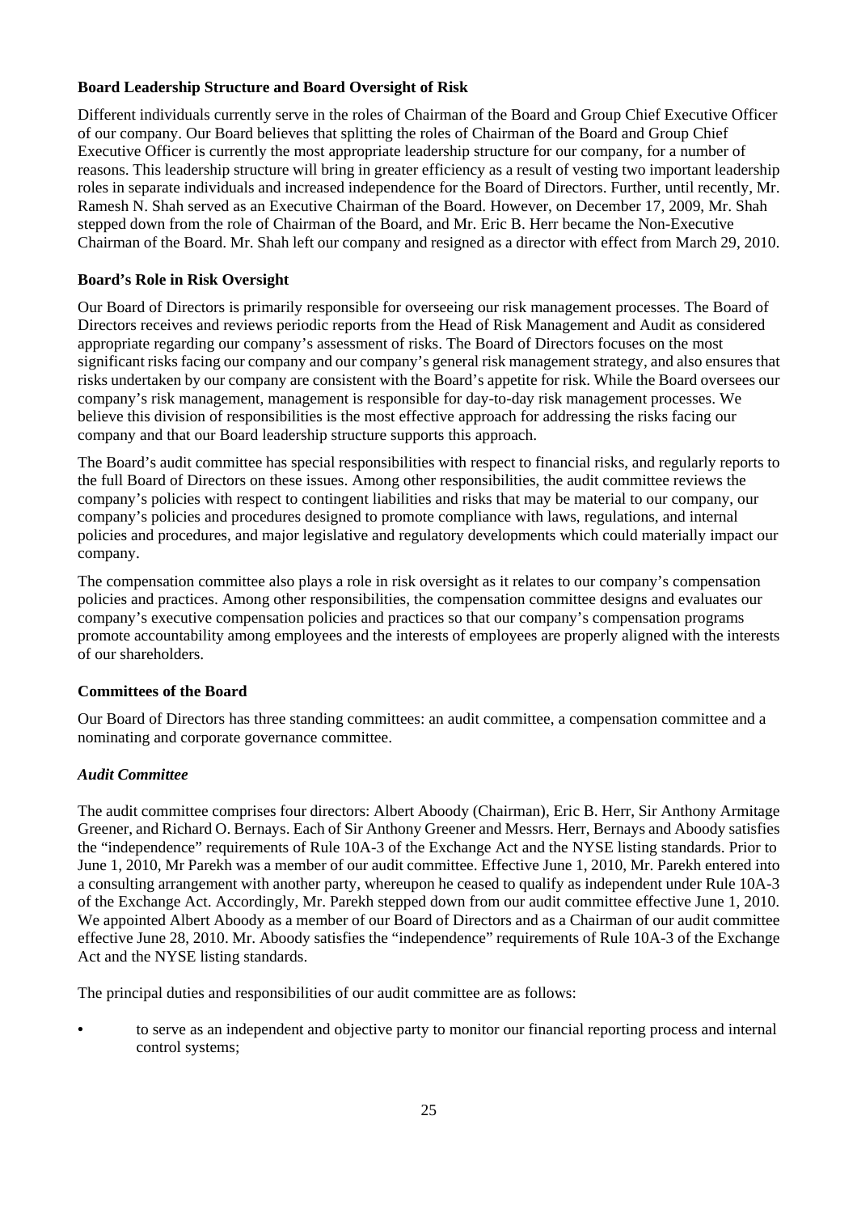### Board Leadership Structure and Board Oversight of Risk

Different individuals currently serve in the roles of Chairman of the Board and Group Chief Executive Officer of our company. Our Board believes that splitting the roles of Chairman of the Board and Group Chief Executive Officer is currently the most appropriate leadership structure for our company, for a number of reasons. This leadership structure will bring in greater efficiency as a result of vesting two important leadership roles in separate individuals and increased independence for the Board of Directors. Further, until recently, Mr. Ramesh N. Shah served as an Executive Chairman of the Board. However, on December 17, 2009, Mr. Shah stepped down from the role of Chairman of the Board, and Mr. Eric B. Herr became the Non-Executive Chairman of the Board. Mr. Shah left our company and resigned as a director with effect from March 29, 2010.

### Board's Role in Risk Oversight

Our Board of Directors is primarily responsible for overseeing our risk management processes. The Board of Directors receives and reviews periodic reports from the Head of Risk Management and Audit as considered appropriate regarding our company's assessment of risks. The Board of Directors focuses on the most significant risks facing our company and our company's general risk management strategy, and also ensures that risks undertaken by our company are consistent with the Board's appetite for risk. While the Board oversees our company's risk management, management is responsible for day-to-day risk management processes. We believe this division of responsibilities is the most effective approach for addressing the risks facing our company and that our Board leadership structure supports this approach.

The Board's audit committee has special responsibilities with respect to financial risks, and regularly reports to the full Board of Directors on these issues. Among other responsibilities, the audit committee reviews the company's policies with respect to contingent liabilities and risks that may be material to our company, our company's policies and procedures designed to promote compliance with laws, regulations, and internal policies and procedures, and major legislative and regulatory developments which could materially impact our company.

The compensation committee also plays a role in risk oversight as it relates to our company's compensation policies and practices. Among other responsibilities, the compensation committee designs and evaluates our company's executive compensation policies and practices so that our company's compensation programs promote accountability among employees and the interests of employees are properly aligned with the interests of our shareholders.

### Committees of the Board

Our Board of Directors has three standing committees: an audit committee, a compensation committee and a nominating and corporate governance committee.

#### *Audit Committee*

The audit committee comprises four directors: Albert Aboody (Chairman), Eric B. Herr, Sir Anthony Armitage Greener, and Richard O. Bernays. Each of Sir Anthony Greener and Messrs. Herr, Bernays and Aboody satisfies the "independence" requirements of Rule 10A-3 of the Exchange Act and the NYSE listing standards. Prior to June 1, 2010, Mr Parekh was a member of our audit committee. Effective June 1, 2010, Mr. Parekh entered into a consulting arrangement with another party, whereupon he ceased to qualify as independent under Rule 10A-3 of the Exchange Act. Accordingly, Mr. Parekh stepped down from our audit committee effective June 1, 2010. We appointed Albert Aboody as a member of our Board of Directors and as a Chairman of our audit committee effective June 28, 2010. Mr. Aboody satisfies the "independence" requirements of Rule 10A-3 of the Exchange Act and the NYSE listing standards.

The principal duties and responsibilities of our audit committee are as follows:

- to serve as an independent and objective party to monitor our financial reporting process and internal control systems;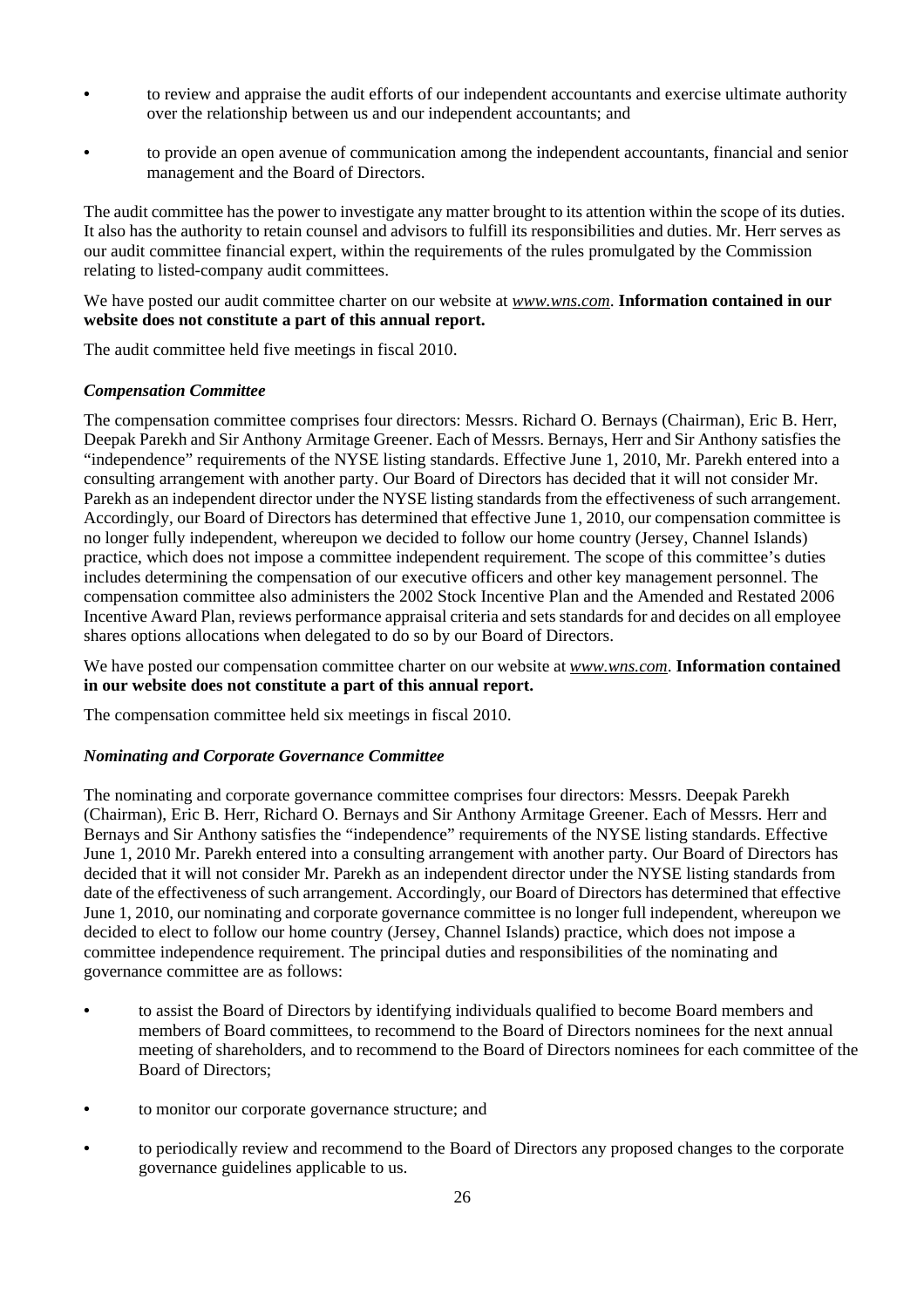- to review and appraise the audit efforts of our independent accountants and exercise ultimate authority over the relationship between us and our independent accountants; and
- to provide an open avenue of communication among the independent accountants, financial and senior management and the Board of Directors.

The audit committee has the power to investigate any matter brought to its attention within the scope of its duties. It also has the authority to retain counsel and advisors to fulfill its responsibilities and duties. Mr. Herr serves as our audit committee financial expert, within the requirements of the rules promulgated by the Commission relating to listed-company audit committees.

We have posted our audit committee charter on our website at *www.wns.com*. **Information contained in our website does not constitute a part of this annual report.**

The audit committee held five meetings in fiscal 2010.

***Compensation Committee***

The compensation committee comprises four directors: Messrs. Richard O. Bernays (Chairman), Eric B. Herr, Deepak Parekh and Sir Anthony Armitage Greener. Each of Messrs. Bernays, Herr and Sir Anthony satisfies the "independence" requirements of the NYSE listing standards. Effective June 1, 2010, Mr. Parekh entered into a consulting arrangement with another party. Our Board of Directors has decided that it will not consider Mr. Parekh as an independent director under the NYSE listing standards from the effectiveness of such arrangement. Accordingly, our Board of Directors has determined that effective June 1, 2010, our compensation committee is no longer fully independent, whereupon we decided to follow our home country (Jersey, Channel Islands) practice, which does not impose a committee independent requirement. The scope of this committee's duties includes determining the compensation of our executive officers and other key management personnel. The compensation committee also administers the 2002 Stock Incentive Plan and the Amended and Restated 2006 Incentive Award Plan, reviews performance appraisal criteria and sets standards for and decides on all employee shares options allocations when delegated to do so by our Board of Directors.

We have posted our compensation committee charter on our website at *www.wns.com*. **Information contained in our website does not constitute a part of this annual report.**

The compensation committee held six meetings in fiscal 2010.

***Nominating and Corporate Governance Committee***

The nominating and corporate governance committee comprises four directors: Messrs. Deepak Parekh (Chairman), Eric B. Herr, Richard O. Bernays and Sir Anthony Armitage Greener. Each of Messrs. Herr and Bernays and Sir Anthony satisfies the "independence" requirements of the NYSE listing standards. Effective June 1, 2010 Mr. Parekh entered into a consulting arrangement with another party. Our Board of Directors has decided that it will not consider Mr. Parekh as an independent director under the NYSE listing standards from date of the effectiveness of such arrangement. Accordingly, our Board of Directors has determined that effective June 1, 2010, our nominating and corporate governance committee is no longer full independent, whereupon we decided to elect to follow our home country (Jersey, Channel Islands) practice, which does not impose a committee independence requirement. The principal duties and responsibilities of the nominating and governance committee are as follows:

- to assist the Board of Directors by identifying individuals qualified to become Board members and members of Board committees, to recommend to the Board of Directors nominees for the next annual meeting of shareholders, and to recommend to the Board of Directors nominees for each committee of the Board of Directors;
- to monitor our corporate governance structure; and
- to periodically review and recommend to the Board of Directors any proposed changes to the corporate governance guidelines applicable to us.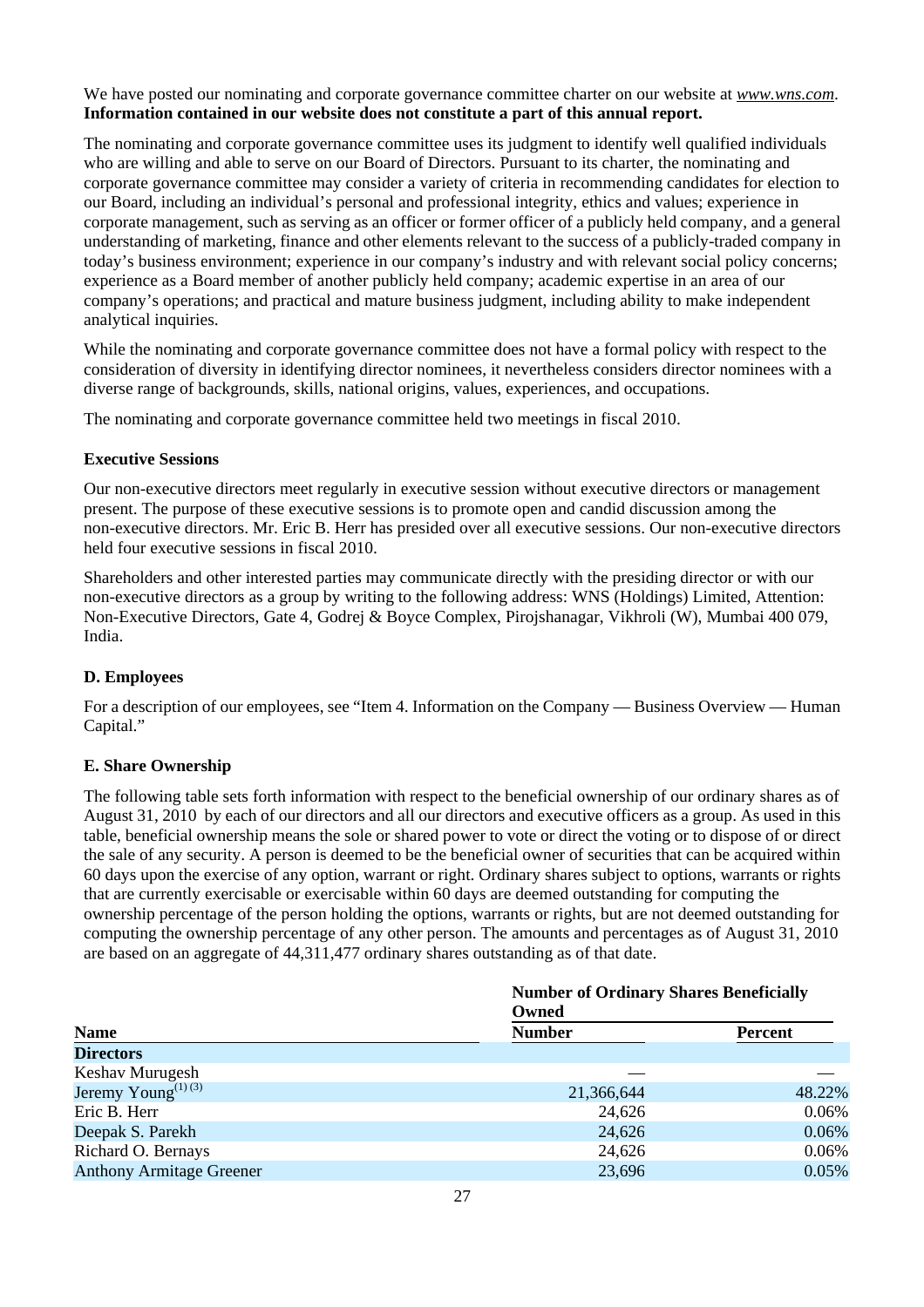We have posted our nominating and corporate governance committee charter on our website at *www.wns.com*. **Information contained in our website does not constitute a part of this annual report.**

The nominating and corporate governance committee uses its judgment to identify well qualified individuals who are willing and able to serve on our Board of Directors. Pursuant to its charter, the nominating and corporate governance committee may consider a variety of criteria in recommending candidates for election to our Board, including an individual's personal and professional integrity, ethics and values; experience in corporate management, such as serving as an officer or former officer of a publicly held company, and a general understanding of marketing, finance and other elements relevant to the success of a publicly-traded company in today's business environment; experience in our company's industry and with relevant social policy concerns; experience as a Board member of another publicly held company; academic expertise in an area of our company's operations; and practical and mature business judgment, including ability to make independent analytical inquiries.

While the nominating and corporate governance committee does not have a formal policy with respect to the consideration of diversity in identifying director nominees, it nevertheless considers director nominees with a diverse range of backgrounds, skills, national origins, values, experiences, and occupations.

The nominating and corporate governance committee held two meetings in fiscal 2010.

**Executive Sessions**

Our non-executive directors meet regularly in executive session without executive directors or management present. The purpose of these executive sessions is to promote open and candid discussion among the non-executive directors. Mr. Eric B. Herr has presided over all executive sessions. Our non-executive directors held four executive sessions in fiscal 2010.

Shareholders and other interested parties may communicate directly with the presiding director or with our non-executive directors as a group by writing to the following address: WNS (Holdings) Limited, Attention: Non-Executive Directors, Gate 4, Godrej & Boyce Complex, Pirojshanagar, Vikhroli (W), Mumbai 400 079, India.

**D. Employees**

For a description of our employees, see "Item 4. Information on the Company — Business Overview — Human Capital."

**E. Share Ownership**

The following table sets forth information with respect to the beneficial ownership of our ordinary shares as of August 31, 2010 by each of our directors and all our directors and executive officers as a group. As used in this table, beneficial ownership means the sole or shared power to vote or direct the voting or to dispose of or direct the sale of any security. A person is deemed to be the beneficial owner of securities that can be acquired within 60 days upon the exercise of any option, warrant or right. Ordinary shares subject to options, warrants or rights that are currently exercisable or exercisable within 60 days are deemed outstanding for computing the ownership percentage of the person holding the options, warrants or rights, but are not deemed outstanding for computing the ownership percentage of any other person. The amounts and percentages as of August 31, 2010 are based on an aggregate of 44,311,477 ordinary shares outstanding as of that date.

| | Number of Ordinary Shares Beneficially Owned | |
|---|---|---|
| **Name** | **Number** | **Percent** |
| **Directors** | | |
| Keshav Murugesh | — | — |
| Jeremy Young[(1) (3)] | 21,366,644 | 48.22% |
| Eric B. Herr | 24,626 | 0.06% |
| Deepak S. Parekh | 24,626 | 0.06% |
| Richard O. Bernays | 24,626 | 0.06% |
| Anthony Armitage Greener | 23,696 | 0.05% |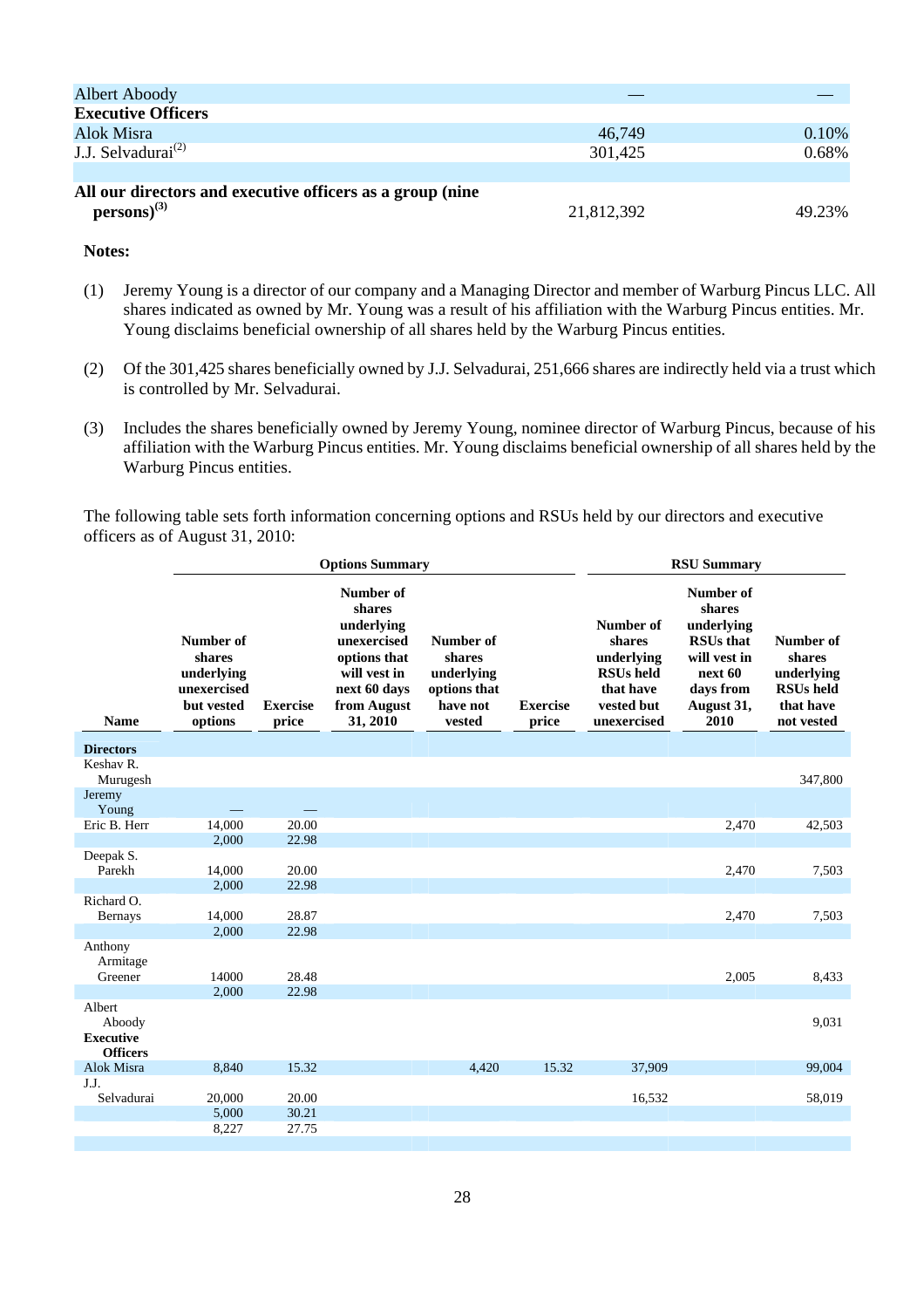| | | |
|---|---|---|
| Albert Aboody | — | — |
| **Executive Officers** | | |
| Alok Misra | 46,749 | 0.10% |
| J.J. Selvadurai[(2)] | 301,425 | 0.68% |
| | | |
| **All our directors and executive officers as a group (nine persons)[(3)]** | 21,812,392 | 49.23% |

**Notes:**

(1) Jeremy Young is a director of our company and a Managing Director and member of Warburg Pincus LLC. All shares indicated as owned by Mr. Young was a result of his affiliation with the Warburg Pincus entities. Mr. Young disclaims beneficial ownership of all shares held by the Warburg Pincus entities.

(2) Of the 301,425 shares beneficially owned by J.J. Selvadurai, 251,666 shares are indirectly held via a trust which is controlled by Mr. Selvadurai.

(3) Includes the shares beneficially owned by Jeremy Young, nominee director of Warburg Pincus, because of his affiliation with the Warburg Pincus entities. Mr. Young disclaims beneficial ownership of all shares held by the Warburg Pincus entities.

The following table sets forth information concerning options and RSUs held by our directors and executive officers as of August 31, 2010:

| | Options Summary | | | | | RSU Summary | | |
|---|---|---|---|---|---|---|---|---|
| **Name** | **Number of shares underlying unexercised but vested options** | **Exercise price** | **Number of shares underlying unexercised options that will vest in next 60 days from August 31, 2010** | **Number of shares underlying options that have not vested** | **Exercise price** | **Number of shares underlying RSUs held that have vested but unexercised** | **Number of shares underlying RSUs that will vest in next 60 days from August 31, 2010** | **Number of shares underlying RSUs held that have not vested** |
| **Directors** | | | | | | | | |
| Keshav R. Murugesh | | | | | | | | 347,800 |
| Jeremy Young | — | — | | | | | | |
| Eric B. Herr | 14,000 | 20.00 | | | | | 2,470 | 42,503 |
| | 2,000 | 22.98 | | | | | | |
| Deepak S. Parekh | 14,000 | 20.00 | | | | | 2,470 | 7,503 |
| | 2,000 | 22.98 | | | | | | |
| Richard O. Bernays | 14,000 | 28.87 | | | | | 2,470 | 7,503 |
| | 2,000 | 22.98 | | | | | | |
| Anthony Armitage Greener | 14000 | 28.48 | | | | | 2,005 | 8,433 |
| | 2,000 | 22.98 | | | | | | |
| Albert Aboody | | | | | | | | 9,031 |
| **Executive Officers** | | | | | | | | |
| Alok Misra | 8,840 | 15.32 | | 4,420 | 15.32 | 37,909 | | 99,004 |
| J.J. Selvadurai | 20,000 | 20.00 | | | | 16,532 | | 58,019 |
| | 5,000 | 30.21 | | | | | | |
| | 8,227 | 27.75 | | | | | | |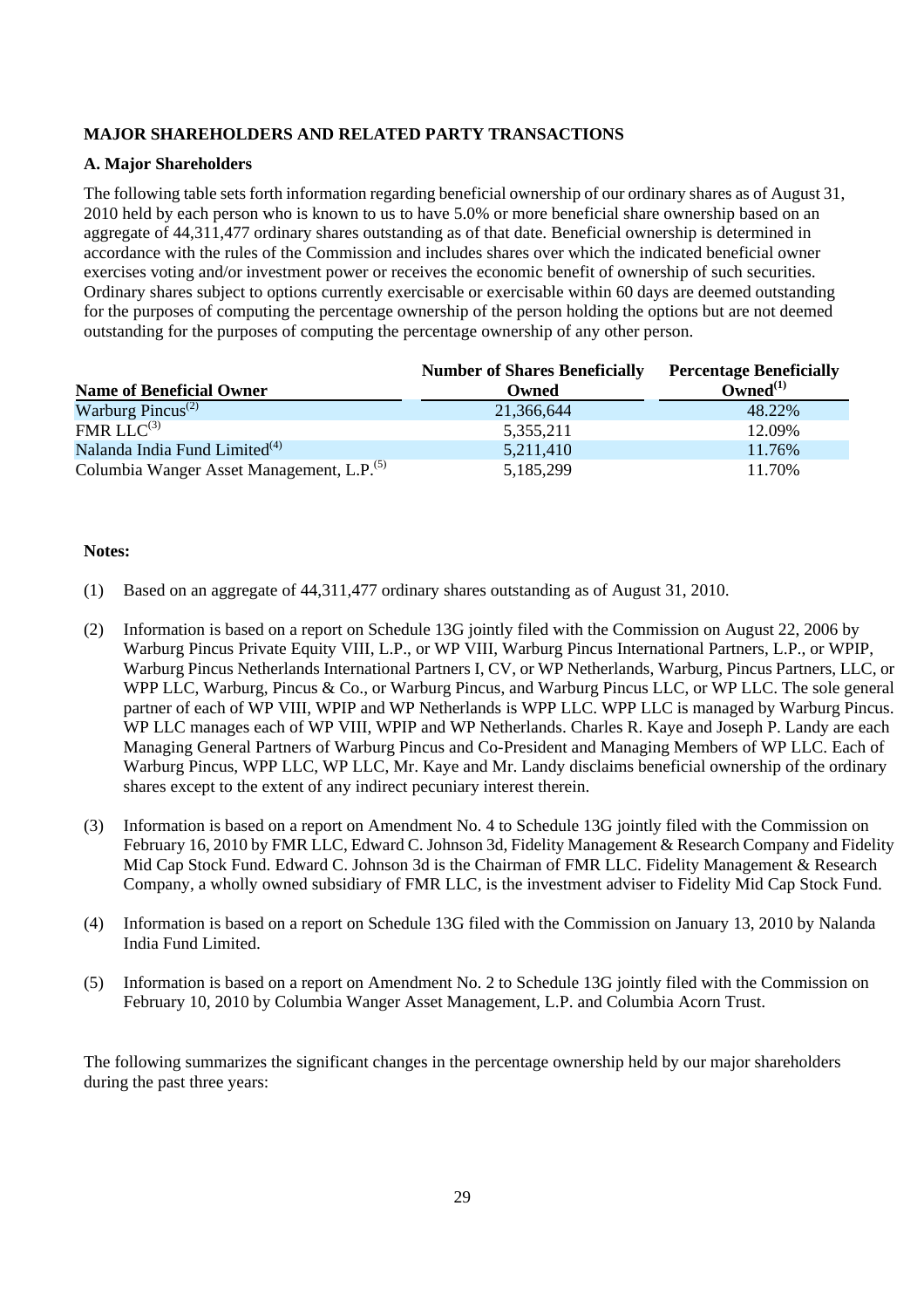## MAJOR SHAREHOLDERS AND RELATED PARTY TRANSACTIONS

### A. Major Shareholders

The following table sets forth information regarding beneficial ownership of our ordinary shares as of August 31, 2010 held by each person who is known to us to have 5.0% or more beneficial share ownership based on an aggregate of 44,311,477 ordinary shares outstanding as of that date. Beneficial ownership is determined in accordance with the rules of the Commission and includes shares over which the indicated beneficial owner exercises voting and/or investment power or receives the economic benefit of ownership of such securities. Ordinary shares subject to options currently exercisable or exercisable within 60 days are deemed outstanding for the purposes of computing the percentage ownership of the person holding the options but are not deemed outstanding for the purposes of computing the percentage ownership of any other person.

| Name of Beneficial Owner | Number of Shares Beneficially Owned | Percentage Beneficially Owned[1] |
|---|---|---|
| Warburg Pincus[2] | 21,366,644 | 48.22% |
| FMR LLC[3] | 5,355,211 | 12.09% |
| Nalanda India Fund Limited[4] | 5,211,410 | 11.76% |
| Columbia Wanger Asset Management, L.P.[5] | 5,185,299 | 11.70% |

**Notes:**

(1) Based on an aggregate of 44,311,477 ordinary shares outstanding as of August 31, 2010.

(2) Information is based on a report on Schedule 13G jointly filed with the Commission on August 22, 2006 by Warburg Pincus Private Equity VIII, L.P., or WP VIII, Warburg Pincus International Partners, L.P., or WPIP, Warburg Pincus Netherlands International Partners I, CV, or WP Netherlands, Warburg, Pincus Partners, LLC, or WPP LLC, Warburg, Pincus & Co., or Warburg Pincus, and Warburg Pincus LLC, or WP LLC. The sole general partner of each of WP VIII, WPIP and WP Netherlands is WPP LLC. WPP LLC is managed by Warburg Pincus. WP LLC manages each of WP VIII, WPIP and WP Netherlands. Charles R. Kaye and Joseph P. Landy are each Managing General Partners of Warburg Pincus and Co-President and Managing Members of WP LLC. Each of Warburg Pincus, WPP LLC, WP LLC, Mr. Kaye and Mr. Landy disclaims beneficial ownership of the ordinary shares except to the extent of any indirect pecuniary interest therein.

(3) Information is based on a report on Amendment No. 4 to Schedule 13G jointly filed with the Commission on February 16, 2010 by FMR LLC, Edward C. Johnson 3d, Fidelity Management & Research Company and Fidelity Mid Cap Stock Fund. Edward C. Johnson 3d is the Chairman of FMR LLC. Fidelity Management & Research Company, a wholly owned subsidiary of FMR LLC, is the investment adviser to Fidelity Mid Cap Stock Fund.

(4) Information is based on a report on Schedule 13G filed with the Commission on January 13, 2010 by Nalanda India Fund Limited.

(5) Information is based on a report on Amendment No. 2 to Schedule 13G jointly filed with the Commission on February 10, 2010 by Columbia Wanger Asset Management, L.P. and Columbia Acorn Trust.

The following summarizes the significant changes in the percentage ownership held by our major shareholders during the past three years: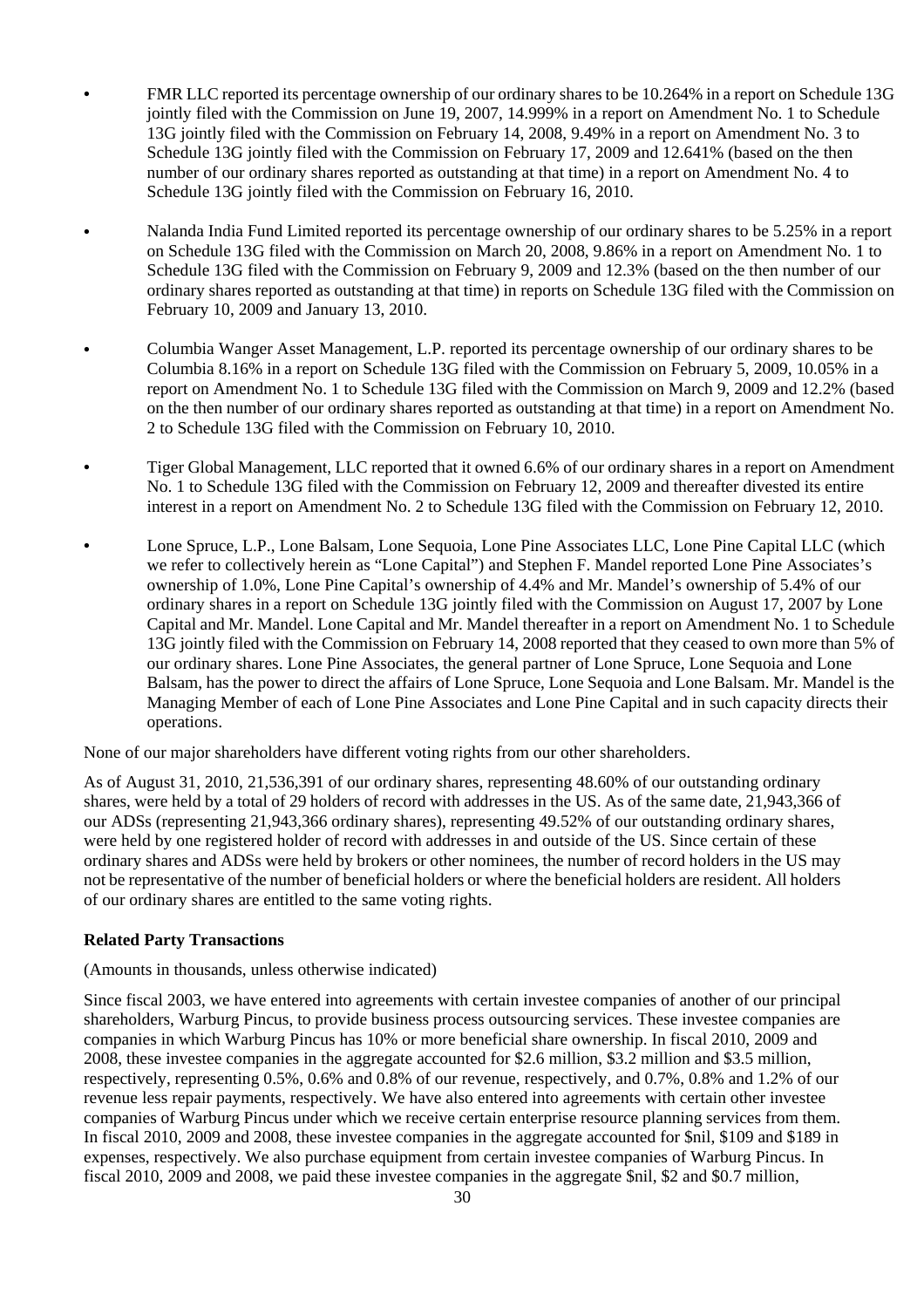- FMR LLC reported its percentage ownership of our ordinary shares to be 10.264% in a report on Schedule 13G jointly filed with the Commission on June 19, 2007, 14.999% in a report on Amendment No. 1 to Schedule 13G jointly filed with the Commission on February 14, 2008, 9.49% in a report on Amendment No. 3 to Schedule 13G jointly filed with the Commission on February 17, 2009 and 12.641% (based on the then number of our ordinary shares reported as outstanding at that time) in a report on Amendment No. 4 to Schedule 13G jointly filed with the Commission on February 16, 2010.
- Nalanda India Fund Limited reported its percentage ownership of our ordinary shares to be 5.25% in a report on Schedule 13G filed with the Commission on March 20, 2008, 9.86% in a report on Amendment No. 1 to Schedule 13G filed with the Commission on February 9, 2009 and 12.3% (based on the then number of our ordinary shares reported as outstanding at that time) in reports on Schedule 13G filed with the Commission on February 10, 2009 and January 13, 2010.
- Columbia Wanger Asset Management, L.P. reported its percentage ownership of our ordinary shares to be Columbia 8.16% in a report on Schedule 13G filed with the Commission on February 5, 2009, 10.05% in a report on Amendment No. 1 to Schedule 13G filed with the Commission on March 9, 2009 and 12.2% (based on the then number of our ordinary shares reported as outstanding at that time) in a report on Amendment No. 2 to Schedule 13G filed with the Commission on February 10, 2010.
- Tiger Global Management, LLC reported that it owned 6.6% of our ordinary shares in a report on Amendment No. 1 to Schedule 13G filed with the Commission on February 12, 2009 and thereafter divested its entire interest in a report on Amendment No. 2 to Schedule 13G filed with the Commission on February 12, 2010.
- Lone Spruce, L.P., Lone Balsam, Lone Sequoia, Lone Pine Associates LLC, Lone Pine Capital LLC (which we refer to collectively herein as "Lone Capital") and Stephen F. Mandel reported Lone Pine Associates's ownership of 1.0%, Lone Pine Capital's ownership of 4.4% and Mr. Mandel's ownership of 5.4% of our ordinary shares in a report on Schedule 13G jointly filed with the Commission on August 17, 2007 by Lone Capital and Mr. Mandel. Lone Capital and Mr. Mandel thereafter in a report on Amendment No. 1 to Schedule 13G jointly filed with the Commission on February 14, 2008 reported that they ceased to own more than 5% of our ordinary shares. Lone Pine Associates, the general partner of Lone Spruce, Lone Sequoia and Lone Balsam, has the power to direct the affairs of Lone Spruce, Lone Sequoia and Lone Balsam. Mr. Mandel is the Managing Member of each of Lone Pine Associates and Lone Pine Capital and in such capacity directs their operations.

None of our major shareholders have different voting rights from our other shareholders.

As of August 31, 2010, 21,536,391 of our ordinary shares, representing 48.60% of our outstanding ordinary shares, were held by a total of 29 holders of record with addresses in the US. As of the same date, 21,943,366 of our ADSs (representing 21,943,366 ordinary shares), representing 49.52% of our outstanding ordinary shares, were held by one registered holder of record with addresses in and outside of the US. Since certain of these ordinary shares and ADSs were held by brokers or other nominees, the number of record holders in the US may not be representative of the number of beneficial holders or where the beneficial holders are resident. All holders of our ordinary shares are entitled to the same voting rights.

**Related Party Transactions**

(Amounts in thousands, unless otherwise indicated)

Since fiscal 2003, we have entered into agreements with certain investee companies of another of our principal shareholders, Warburg Pincus, to provide business process outsourcing services. These investee companies are companies in which Warburg Pincus has 10% or more beneficial share ownership. In fiscal 2010, 2009 and 2008, these investee companies in the aggregate accounted for $2.6 million, $3.2 million and $3.5 million, respectively, representing 0.5%, 0.6% and 0.8% of our revenue, respectively, and 0.7%, 0.8% and 1.2% of our revenue less repair payments, respectively. We have also entered into agreements with certain other investee companies of Warburg Pincus under which we receive certain enterprise resource planning services from them. In fiscal 2010, 2009 and 2008, these investee companies in the aggregate accounted for $nil, $109 and $189 in expenses, respectively. We also purchase equipment from certain investee companies of Warburg Pincus. In fiscal 2010, 2009 and 2008, we paid these investee companies in the aggregate $nil, $2 and $0.7 million,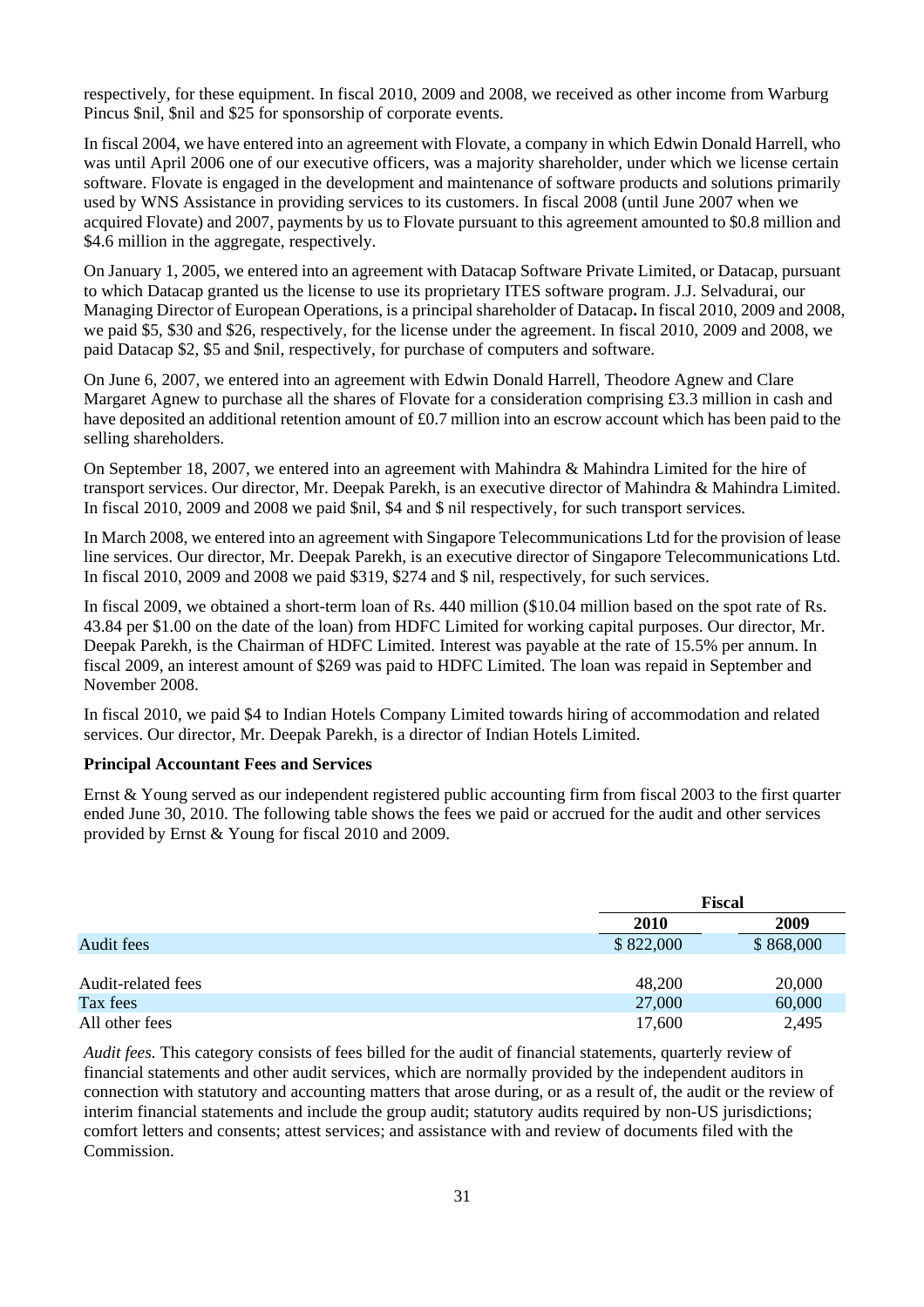respectively, for these equipment. In fiscal 2010, 2009 and 2008, we received as other income from Warburg Pincus $nil, $nil and $25 for sponsorship of corporate events.

In fiscal 2004, we have entered into an agreement with Flovate, a company in which Edwin Donald Harrell, who was until April 2006 one of our executive officers, was a majority shareholder, under which we license certain software. Flovate is engaged in the development and maintenance of software products and solutions primarily used by WNS Assistance in providing services to its customers. In fiscal 2008 (until June 2007 when we acquired Flovate) and 2007, payments by us to Flovate pursuant to this agreement amounted to $0.8 million and $4.6 million in the aggregate, respectively.

On January 1, 2005, we entered into an agreement with Datacap Software Private Limited, or Datacap, pursuant to which Datacap granted us the license to use its proprietary ITES software program. J.J. Selvadurai, our Managing Director of European Operations, is a principal shareholder of Datacap**.** In fiscal 2010, 2009 and 2008, we paid $5, $30 and $26, respectively, for the license under the agreement. In fiscal 2010, 2009 and 2008, we paid Datacap $2, $5 and $nil, respectively, for purchase of computers and software.

On June 6, 2007, we entered into an agreement with Edwin Donald Harrell, Theodore Agnew and Clare Margaret Agnew to purchase all the shares of Flovate for a consideration comprising £3.3 million in cash and have deposited an additional retention amount of £0.7 million into an escrow account which has been paid to the selling shareholders.

On September 18, 2007, we entered into an agreement with Mahindra & Mahindra Limited for the hire of transport services. Our director, Mr. Deepak Parekh, is an executive director of Mahindra & Mahindra Limited. In fiscal 2010, 2009 and 2008 we paid $nil, $4 and $ nil respectively, for such transport services.

In March 2008, we entered into an agreement with Singapore Telecommunications Ltd for the provision of lease line services. Our director, Mr. Deepak Parekh, is an executive director of Singapore Telecommunications Ltd. In fiscal 2010, 2009 and 2008 we paid $319, $274 and $ nil, respectively, for such services.

In fiscal 2009, we obtained a short-term loan of Rs. 440 million ($10.04 million based on the spot rate of Rs. 43.84 per $1.00 on the date of the loan) from HDFC Limited for working capital purposes. Our director, Mr. Deepak Parekh, is the Chairman of HDFC Limited. Interest was payable at the rate of 15.5% per annum. In fiscal 2009, an interest amount of $269 was paid to HDFC Limited. The loan was repaid in September and November 2008.

In fiscal 2010, we paid $4 to Indian Hotels Company Limited towards hiring of accommodation and related services. Our director, Mr. Deepak Parekh, is a director of Indian Hotels Limited.

**Principal Accountant Fees and Services**

Ernst & Young served as our independent registered public accounting firm from fiscal 2003 to the first quarter ended June 30, 2010. The following table shows the fees we paid or accrued for the audit and other services provided by Ernst & Young for fiscal 2010 and 2009.

| | Fiscal | |
|---|---|---|
| | **2010** | **2009** |
| Audit fees | $ 822,000 | $ 868,000 |
| Audit-related fees | 48,200 | 20,000 |
| Tax fees | 27,000 | 60,000 |
| All other fees | 17,600 | 2,495 |

*Audit fees.* This category consists of fees billed for the audit of financial statements, quarterly review of financial statements and other audit services, which are normally provided by the independent auditors in connection with statutory and accounting matters that arose during, or as a result of, the audit or the review of interim financial statements and include the group audit; statutory audits required by non-US jurisdictions; comfort letters and consents; attest services; and assistance with and review of documents filed with the Commission.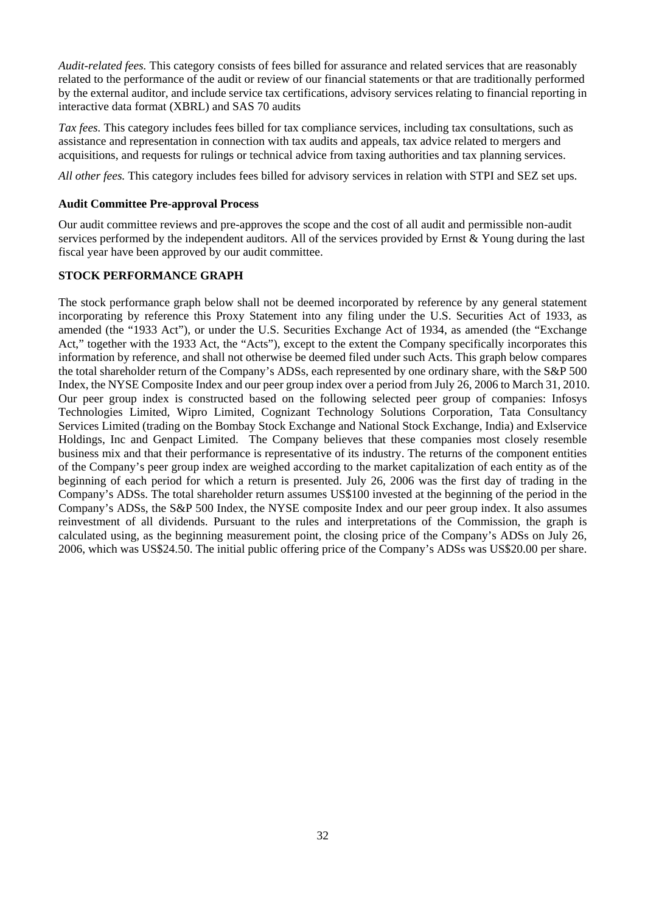*Audit-related fees.* This category consists of fees billed for assurance and related services that are reasonably related to the performance of the audit or review of our financial statements or that are traditionally performed by the external auditor, and include service tax certifications, advisory services relating to financial reporting in interactive data format (XBRL) and SAS 70 audits

*Tax fees.* This category includes fees billed for tax compliance services, including tax consultations, such as assistance and representation in connection with tax audits and appeals, tax advice related to mergers and acquisitions, and requests for rulings or technical advice from taxing authorities and tax planning services.

*All other fees.* This category includes fees billed for advisory services in relation with STPI and SEZ set ups.

**Audit Committee Pre-approval Process**

Our audit committee reviews and pre-approves the scope and the cost of all audit and permissible non-audit services performed by the independent auditors. All of the services provided by Ernst & Young during the last fiscal year have been approved by our audit committee.

**STOCK PERFORMANCE GRAPH**

The stock performance graph below shall not be deemed incorporated by reference by any general statement incorporating by reference this Proxy Statement into any filing under the U.S. Securities Act of 1933, as amended (the "1933 Act"), or under the U.S. Securities Exchange Act of 1934, as amended (the "Exchange Act," together with the 1933 Act, the "Acts"), except to the extent the Company specifically incorporates this information by reference, and shall not otherwise be deemed filed under such Acts. This graph below compares the total shareholder return of the Company's ADSs, each represented by one ordinary share, with the S&P 500 Index, the NYSE Composite Index and our peer group index over a period from July 26, 2006 to March 31, 2010. Our peer group index is constructed based on the following selected peer group of companies: Infosys Technologies Limited, Wipro Limited, Cognizant Technology Solutions Corporation, Tata Consultancy Services Limited (trading on the Bombay Stock Exchange and National Stock Exchange, India) and Exlservice Holdings, Inc and Genpact Limited. The Company believes that these companies most closely resemble business mix and that their performance is representative of its industry. The returns of the component entities of the Company's peer group index are weighed according to the market capitalization of each entity as of the beginning of each period for which a return is presented. July 26, 2006 was the first day of trading in the Company's ADSs. The total shareholder return assumes US$100 invested at the beginning of the period in the Company's ADSs, the S&P 500 Index, the NYSE composite Index and our peer group index. It also assumes reinvestment of all dividends. Pursuant to the rules and interpretations of the Commission, the graph is calculated using, as the beginning measurement point, the closing price of the Company's ADSs on July 26, 2006, which was US$24.50. The initial public offering price of the Company's ADSs was US$20.00 per share.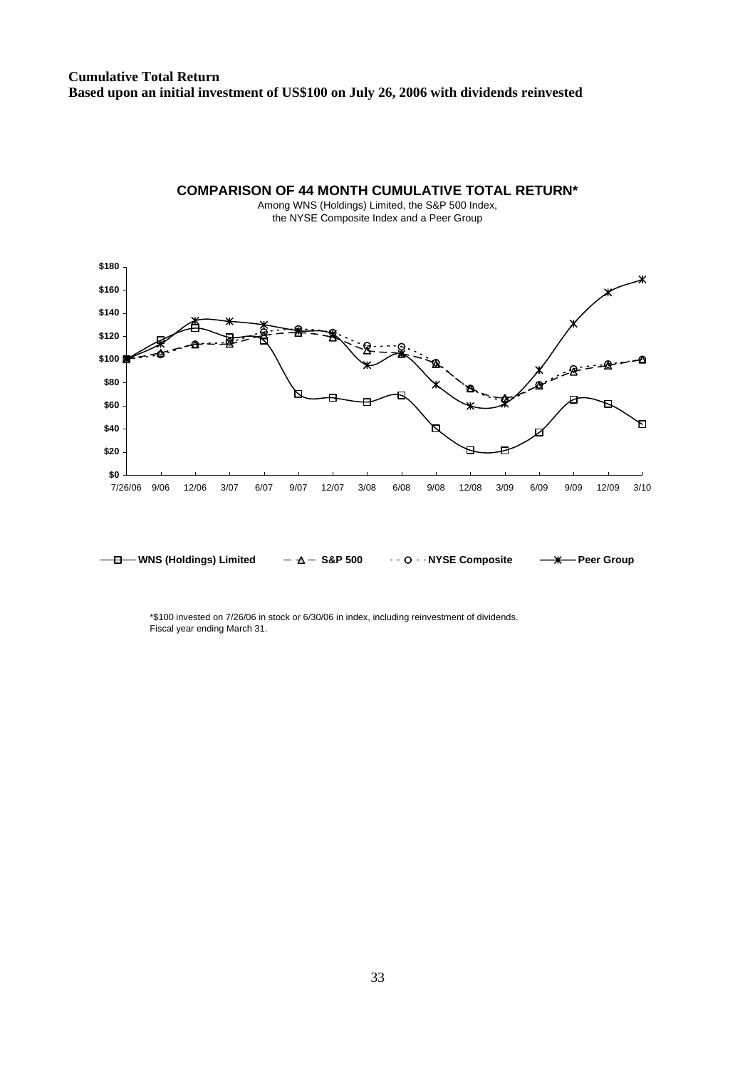**Cumulative Total Return**
**Based upon an initial investment of US$100 on July 26, 2006 with dividends reinvested**

**COMPARISON OF 44 MONTH CUMULATIVE TOTAL RETURN***

Among WNS (Holdings) Limited, the S&P 500 Index, the NYSE Composite Index and a Peer Group

$180
$160
$140
$120
$100
$80
$60
$40
$20
$0

7/26/06 9/06 12/06 3/07 6/07 9/07 12/07 3/08 6/08 9/08 12/08 3/09 6/09 9/09 12/09 3/10

WNS (Holdings) Limited — S&P 500 — NYSE Composite — Peer Group

*$100 invested on 7/26/06 in stock or 6/30/06 in index, including reinvestment of dividends.
Fiscal year ending March 31.